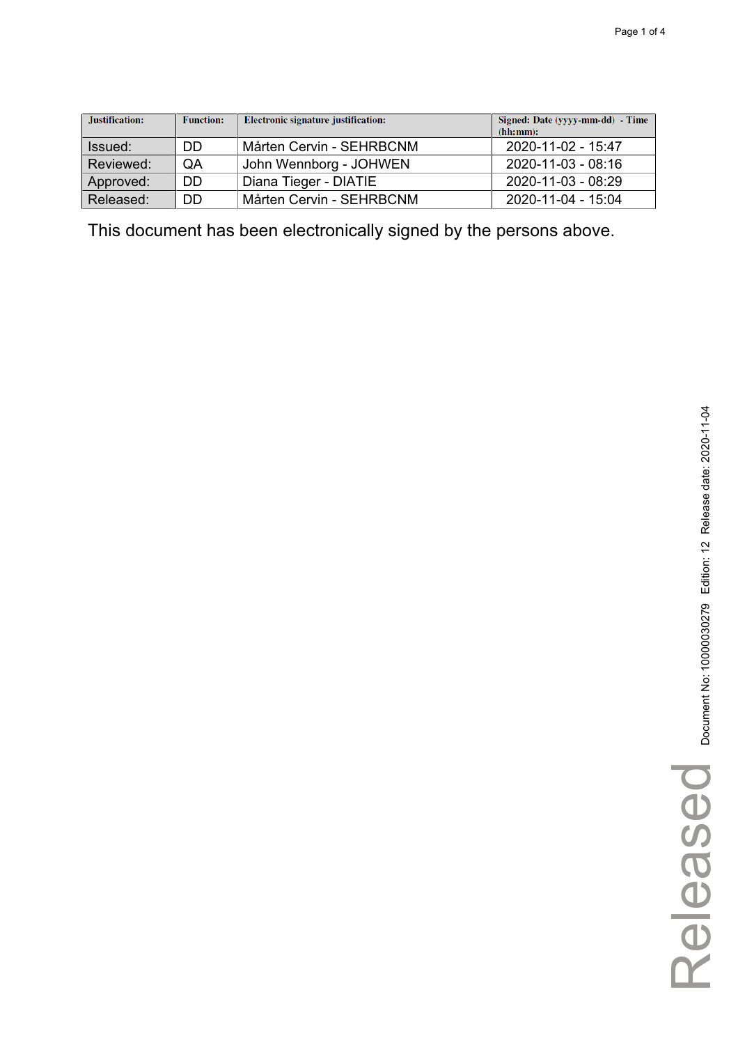| Justification: | Function: | Electronic signature justification: | Signed: Date (yyyy-mm-dd) - Time (hh:mm): |
|---|---|---|---|
| Issued: | DD | Mårten Cervin - SEHRBCNM | 2020-11-02 - 15:47 |
| Reviewed: | QA | John Wennborg - JOHWEN | 2020-11-03 - 08:16 |
| Approved: | DD | Diana Tieger - DIATIE | 2020-11-03 - 08:29 |
| Released: | DD | Mårten Cervin - SEHRBCNM | 2020-11-04 - 15:04 |

This document has been electronically signed by the persons above.

Released

Document No: 10000030279 Edition: 12 Release date: 2020-11-04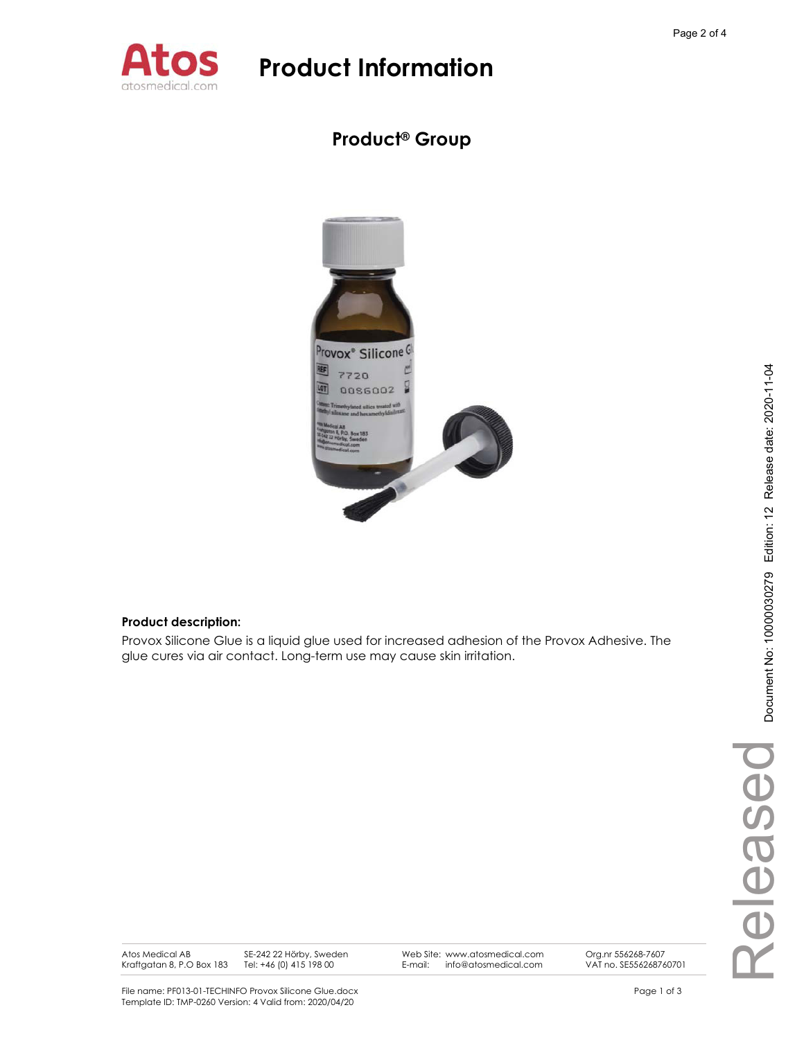# Product Information

## Product® Group

**Product description:**

Provox Silicone Glue is a liquid glue used for increased adhesion of the Provox Adhesive. The glue cures via air contact. Long-term use may cause skin irritation.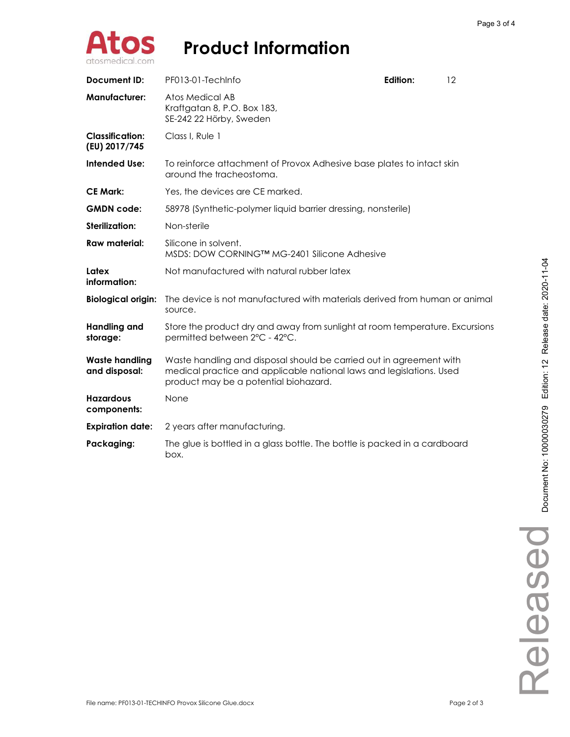# Product Information

| | | | |
|---|---|---|---|
| **Document ID:** | PF013-01-TechInfo | **Edition:** | 12 |
| **Manufacturer:** | Atos Medical AB<br>Kraftgatan 8, P.O. Box 183,<br>SE-242 22 Hörby, Sweden | | |
| **Classification: (EU) 2017/745** | Class I, Rule 1 | | |
| **Intended Use:** | To reinforce attachment of Provox Adhesive base plates to intact skin around the tracheostoma. | | |
| **CE Mark:** | Yes, the devices are CE marked. | | |
| **GMDN code:** | 58978 (Synthetic-polymer liquid barrier dressing, nonsterile) | | |
| **Sterilization:** | Non-sterile | | |
| **Raw material:** | Silicone in solvent.<br>MSDS: DOW CORNING™ MG-2401 Silicone Adhesive | | |
| **Latex information:** | Not manufactured with natural rubber latex | | |
| **Biological origin:** | The device is not manufactured with materials derived from human or animal source. | | |
| **Handling and storage:** | Store the product dry and away from sunlight at room temperature. Excursions permitted between 2°C - 42°C. | | |
| **Waste handling and disposal:** | Waste handling and disposal should be carried out in agreement with medical practice and applicable national laws and legislations. Used product may be a potential biohazard. | | |
| **Hazardous components:** | None | | |
| **Expiration date:** | 2 years after manufacturing. | | |
| **Packaging:** | The glue is bottled in a glass bottle. The bottle is packed in a cardboard box. | | |

Document No: 10000030279 Edition: 12 Release date: 2020-11-04

Released

File name: PF013-01-TECHINFO Provox Silicone Glue.docx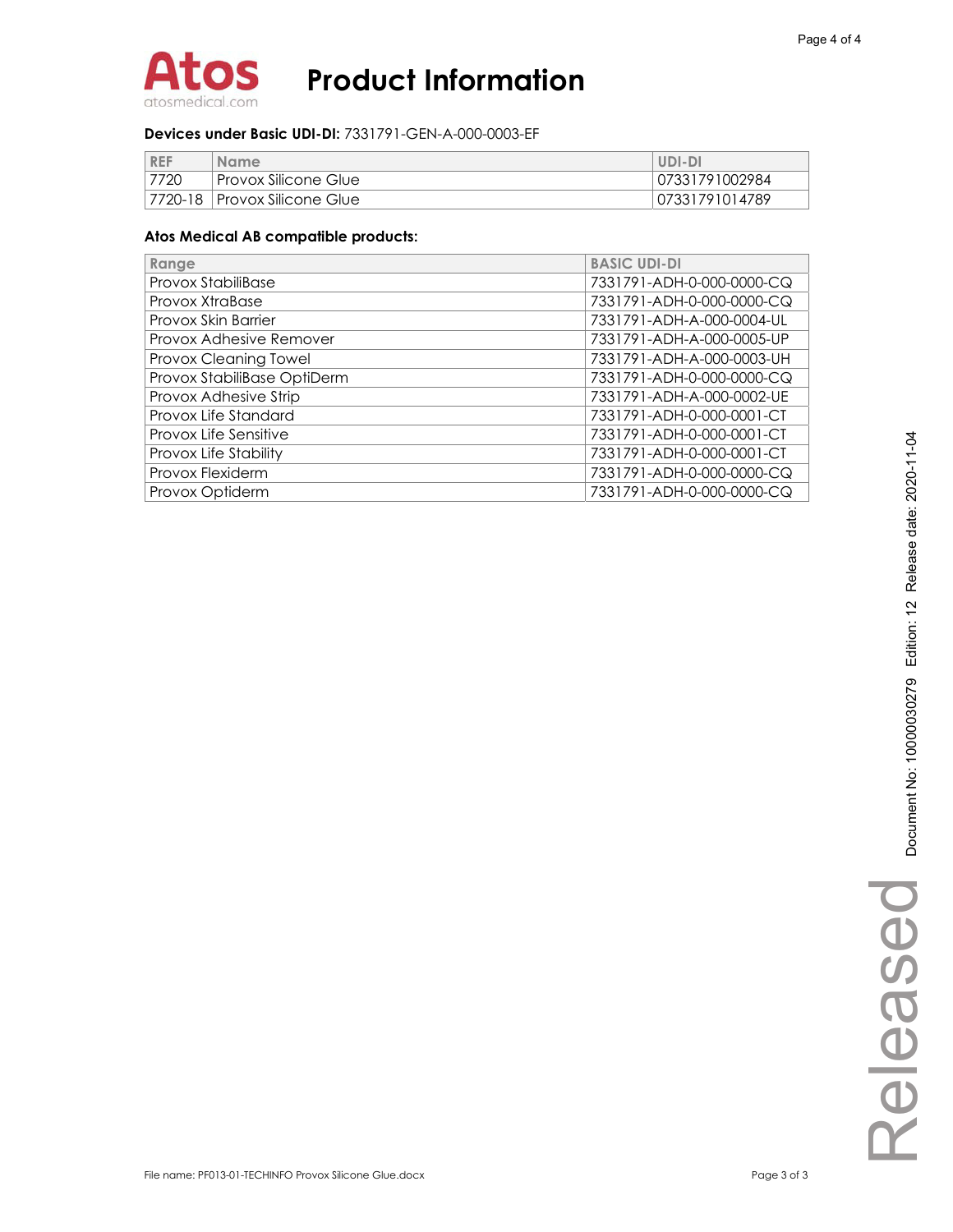# Product Information

**Devices under Basic UDI-DI:** 7331791-GEN-A-000-0003-EF

| REF | Name | UDI-DI |
|---|---|---|
| 7720 | Provox Silicone Glue | 07331791002984 |
| 7720-18 | Provox Silicone Glue | 07331791014789 |

**Atos Medical AB compatible products:**

| Range | BASIC UDI-DI |
|---|---|
| Provox StabiliBase | 7331791-ADH-0-000-0000-CQ |
| Provox XtraBase | 7331791-ADH-0-000-0000-CQ |
| Provox Skin Barrier | 7331791-ADH-A-000-0004-UL |
| Provox Adhesive Remover | 7331791-ADH-A-000-0005-UP |
| Provox Cleaning Towel | 7331791-ADH-A-000-0003-UH |
| Provox StabiliBase OptiDerm | 7331791-ADH-0-000-0000-CQ |
| Provox Adhesive Strip | 7331791-ADH-A-000-0002-UE |
| Provox Life Standard | 7331791-ADH-0-000-0001-CT |
| Provox Life Sensitive | 7331791-ADH-0-000-0001-CT |
| Provox Life Stability | 7331791-ADH-0-000-0001-CT |
| Provox Flexiderm | 7331791-ADH-0-000-0000-CQ |
| Provox Optiderm | 7331791-ADH-0-000-0000-CQ |

File name: PF013-01-TECHINFO Provox Silicone Glue.docx

Document No: 10000030279 Edition: 12 Release date: 2020-11-04

Released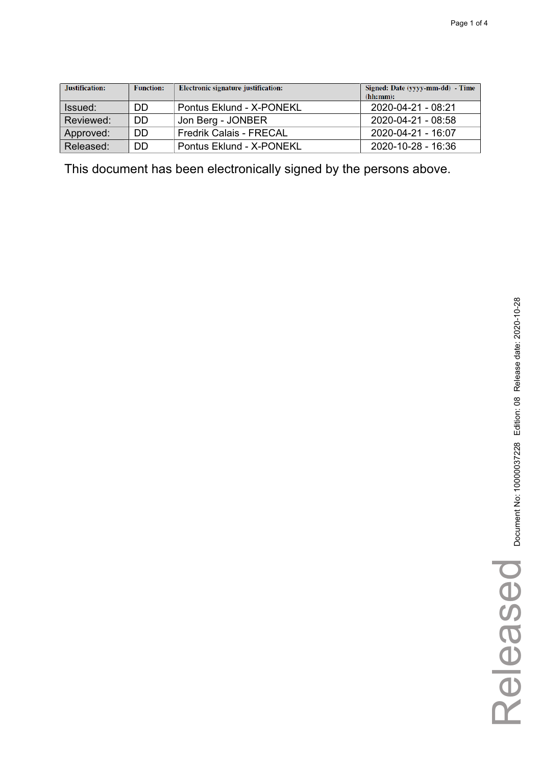| Justification: | Function: | Electronic signature justification: | Signed: Date (yyyy-mm-dd) - Time (hh:mm): |
| --- | --- | --- | --- |
| Issued: | DD | Pontus Eklund - X-PONEKL | 2020-04-21 - 08:21 |
| Reviewed: | DD | Jon Berg - JONBER | 2020-04-21 - 08:58 |
| Approved: | DD | Fredrik Calais - FRECAL | 2020-04-21 - 16:07 |
| Released: | DD | Pontus Eklund - X-PONEKL | 2020-10-28 - 16:36 |

This document has been electronically signed by the persons above.

Released Document No: 100000037228 Edition: 08 Release date: 2020-10-28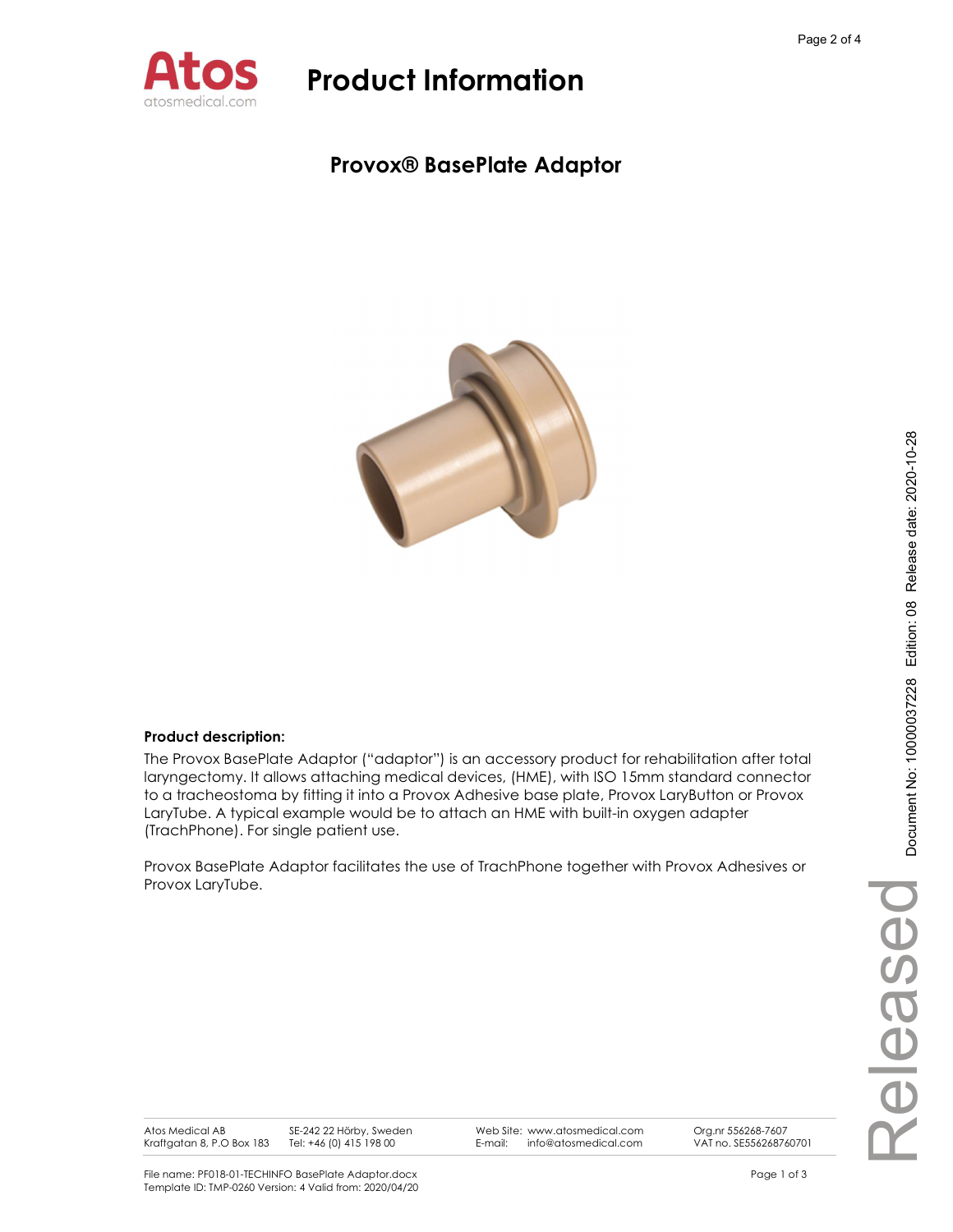# Product Information

## Provox® BasePlate Adaptor

**Product description:**

The Provox BasePlate Adaptor ("adaptor") is an accessory product for rehabilitation after total laryngectomy. It allows attaching medical devices, (HME), with ISO 15mm standard connector to a tracheostoma by fitting it into a Provox Adhesive base plate, Provox LaryButton or Provox LaryTube. A typical example would be to attach an HME with built-in oxygen adapter (TrachPhone). For single patient use.

Provox BasePlate Adaptor facilitates the use of TrachPhone together with Provox Adhesives or Provox LaryTube.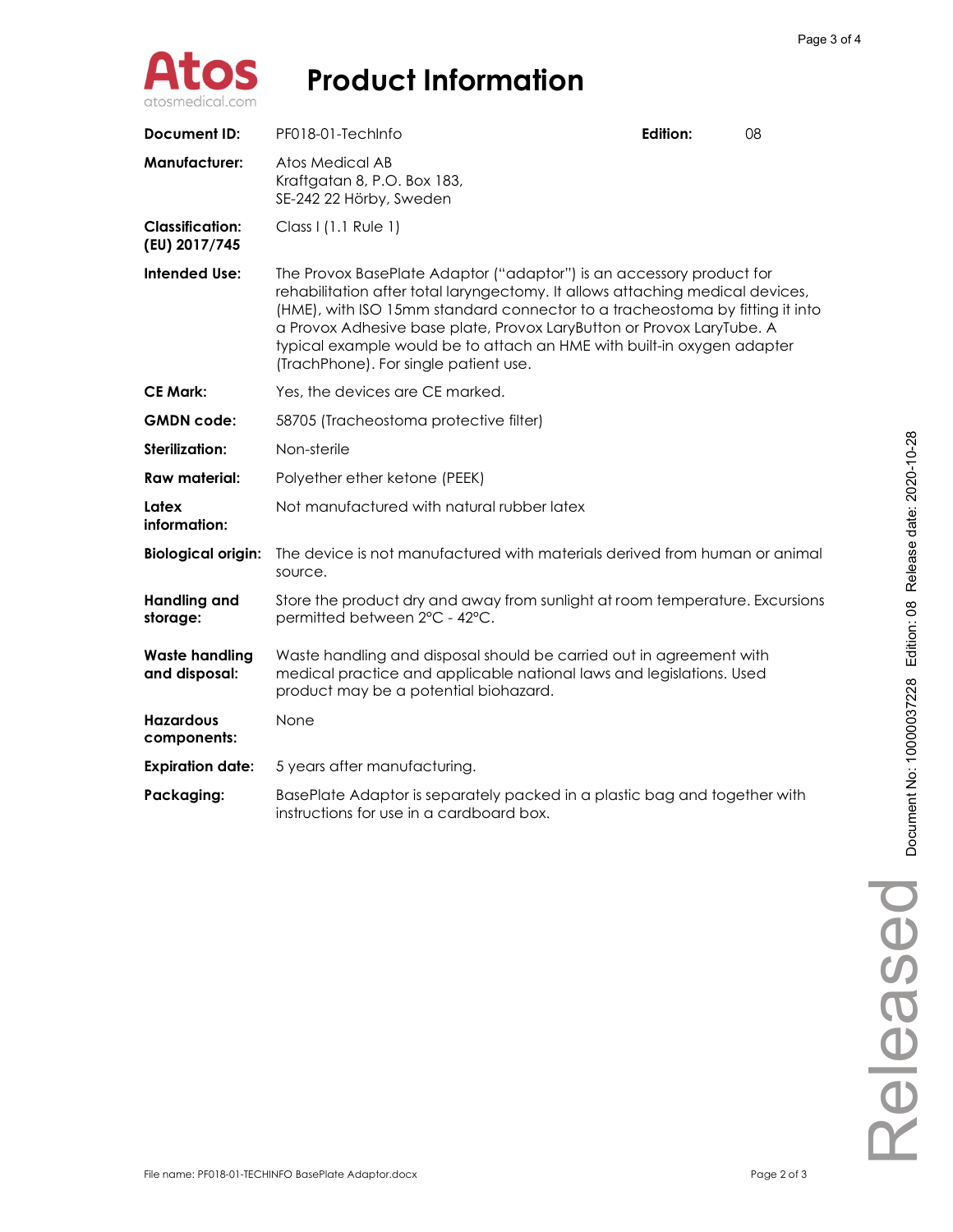# Product Information

| | | | |
|---|---|---|---|
| **Document ID:** | PF018-01-TechInfo | **Edition:** | 08 |
| **Manufacturer:** | Atos Medical AB<br>Kraftgatan 8, P.O. Box 183,<br>SE-242 22 Hörby, Sweden | | |
| **Classification: (EU) 2017/745** | Class I (1.1 Rule 1) | | |
| **Intended Use:** | The Provox BasePlate Adaptor ("adaptor") is an accessory product for rehabilitation after total laryngectomy. It allows attaching medical devices, (HME), with ISO 15mm standard connector to a tracheostoma by fitting it into a Provox Adhesive base plate, Provox LaryButton or Provox LaryTube. A typical example would be to attach an HME with built-in oxygen adapter (TrachPhone). For single patient use. | | |
| **CE Mark:** | Yes, the devices are CE marked. | | |
| **GMDN code:** | 58705 (Tracheostoma protective filter) | | |
| **Sterilization:** | Non-sterile | | |
| **Raw material:** | Polyether ether ketone (PEEK) | | |
| **Latex information:** | Not manufactured with natural rubber latex | | |
| **Biological origin:** | The device is not manufactured with materials derived from human or animal source. | | |
| **Handling and storage:** | Store the product dry and away from sunlight at room temperature. Excursions permitted between 2°C - 42°C. | | |
| **Waste handling and disposal:** | Waste handling and disposal should be carried out in agreement with medical practice and applicable national laws and legislations. Used product may be a potential biohazard. | | |
| **Hazardous components:** | None | | |
| **Expiration date:** | 5 years after manufacturing. | | |
| **Packaging:** | BasePlate Adaptor is separately packed in a plastic bag and together with instructions for use in a cardboard box. | | |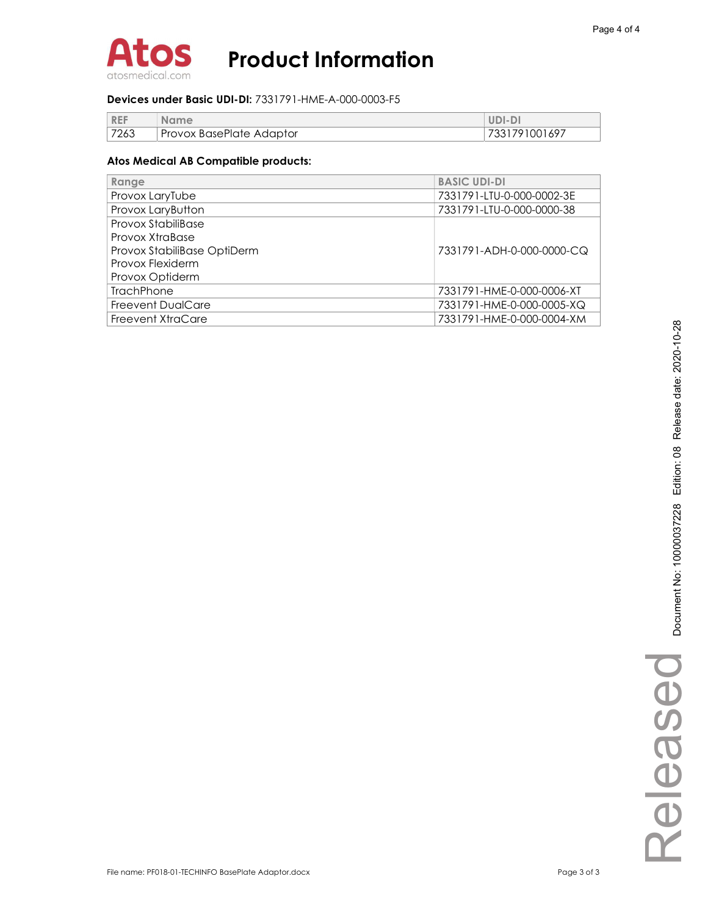**Devices under Basic UDI-DI:** 7331791-HME-A-000-0003-F5

| REF | Name | UDI-DI |
|---|---|---|
| 7263 | Provox BasePlate Adaptor | 7331791001697 |

**Atos Medical AB Compatible products:**

| Range | BASIC UDI-DI |
|---|---|
| Provox LaryTube | 7331791-LTU-0-000-0002-3E |
| Provox LaryButton | 7331791-LTU-0-000-0000-38 |
| Provox StabiliBase<br>Provox XtraBase<br>Provox StabiliBase OptiDerm<br>Provox Flexiderm<br>Provox Optiderm | 7331791-ADH-0-000-0000-CQ |
| TrachPhone | 7331791-HME-0-000-0006-XT |
| Freevent DualCare | 7331791-HME-0-000-0005-XQ |
| Freevent XtraCare | 7331791-HME-0-000-0004-XM |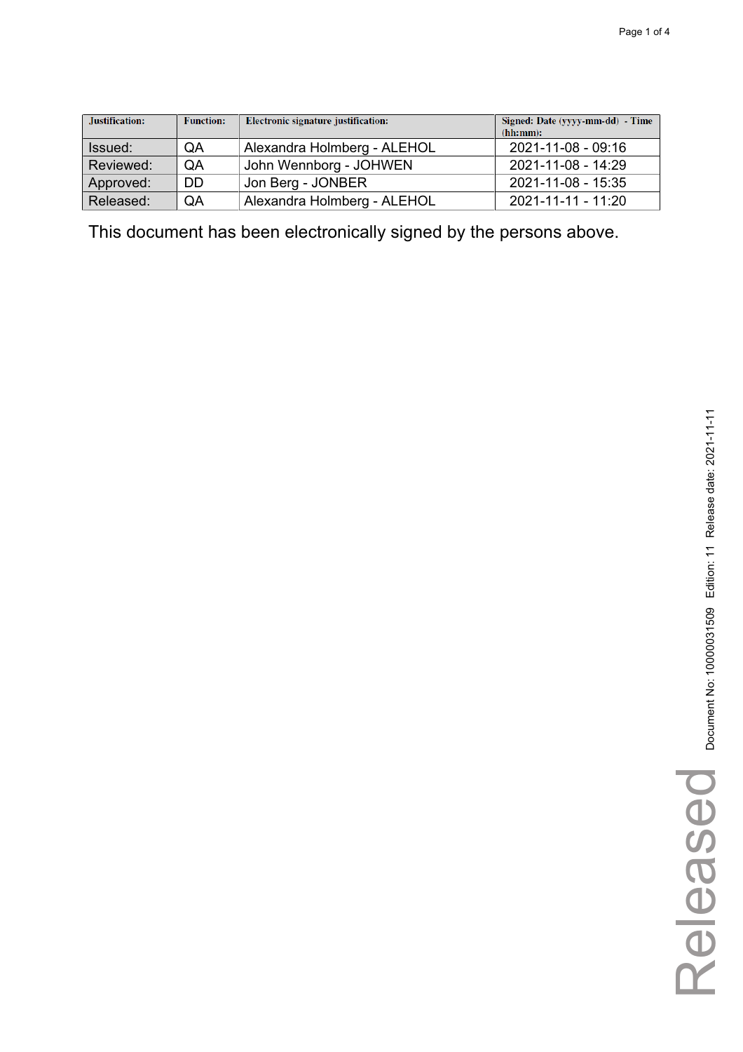| Justification: | Function: | Electronic signature justification: | Signed: Date (yyyy-mm-dd) - Time (hh:mm): |
| --- | --- | --- | --- |
| Issued: | QA | Alexandra Holmberg - ALEHOL | 2021-11-08 - 09:16 |
| Reviewed: | QA | John Wennborg - JOHWEN | 2021-11-08 - 14:29 |
| Approved: | DD | Jon Berg - JONBER | 2021-11-08 - 15:35 |
| Released: | QA | Alexandra Holmberg - ALEHOL | 2021-11-11 - 11:20 |

This document has been electronically signed by the persons above.

Released

Document No: 10000031509 Edition: 11 Release date: 2021-11-11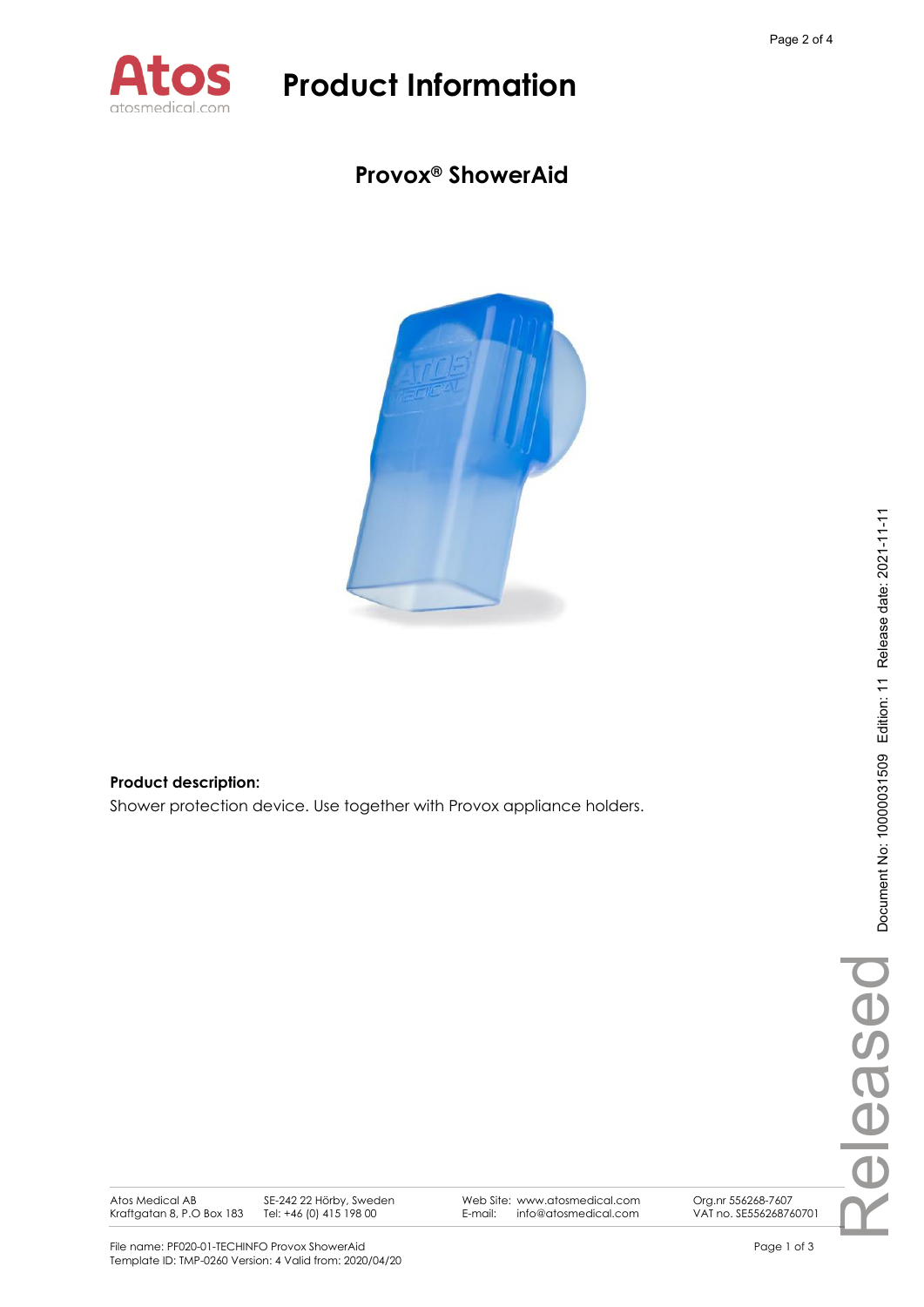# Product Information

## Provox® ShowerAid

**Product description:**

Shower protection device. Use together with Provox appliance holders.

Atos Medical AB
Kraftgatan 8, P.O Box 183

SE-242 22 Hörby, Sweden
Tel: +46 (0) 415 198 00

Web Site: www.atosmedical.com
E-mail: info@atosmedical.com

Org.nr 556268-7607
VAT no. SE556268760701

File name: PF020-01-TECHINFO Provox ShowerAid
Template ID: TMP-0260 Version: 4 Valid from: 2020/04/20

Document No: 10000031509 Edition: 11 Release date: 2021-11-11

Released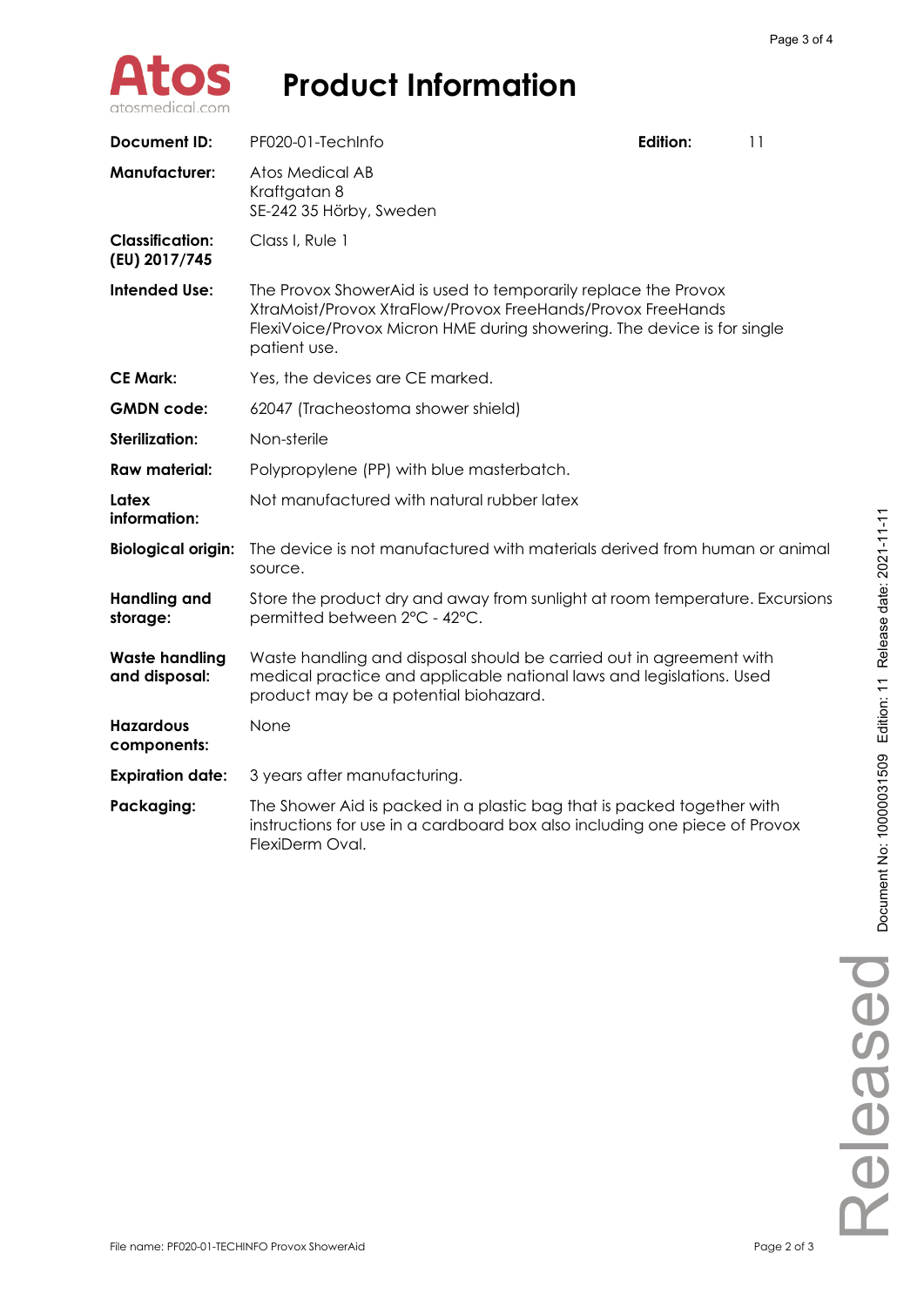# Product Information

| | |
|---|---|
| **Document ID:** | PF020-01-TechInfo — **Edition:** 11 |
| **Manufacturer:** | Atos Medical AB<br>Kraftgatan 8<br>SE-242 35 Hörby, Sweden |
| **Classification: (EU) 2017/745** | Class I, Rule 1 |
| **Intended Use:** | The Provox ShowerAid is used to temporarily replace the Provox XtraMoist/Provox XtraFlow/Provox FreeHands/Provox FreeHands FlexiVoice/Provox Micron HME during showering. The device is for single patient use. |
| **CE Mark:** | Yes, the devices are CE marked. |
| **GMDN code:** | 62047 (Tracheostoma shower shield) |
| **Sterilization:** | Non-sterile |
| **Raw material:** | Polypropylene (PP) with blue masterbatch. |
| **Latex information:** | Not manufactured with natural rubber latex |
| **Biological origin:** | The device is not manufactured with materials derived from human or animal source. |
| **Handling and storage:** | Store the product dry and away from sunlight at room temperature. Excursions permitted between 2°C - 42°C. |
| **Waste handling and disposal:** | Waste handling and disposal should be carried out in agreement with medical practice and applicable national laws and legislations. Used product may be a potential biohazard. |
| **Hazardous components:** | None |
| **Expiration date:** | 3 years after manufacturing. |
| **Packaging:** | The Shower Aid is packed in a plastic bag that is packed together with instructions for use in a cardboard box also including one piece of Provox FlexiDerm Oval. |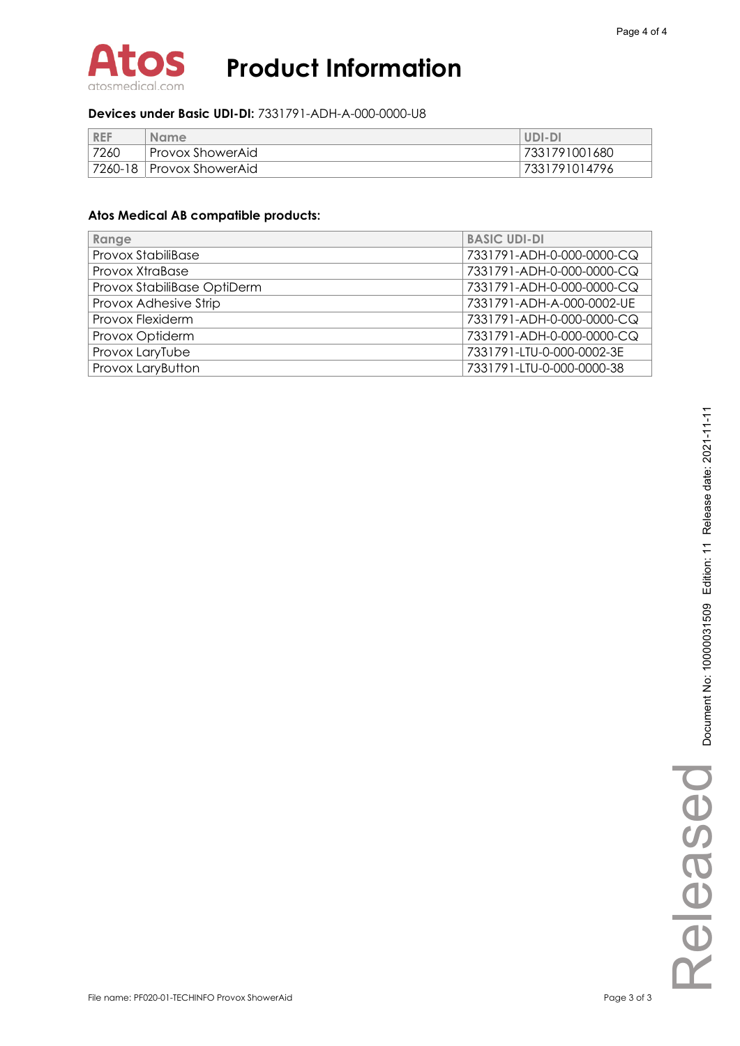# Product Information

**Devices under Basic UDI-DI:** 7331791-ADH-A-000-0000-U8

| REF | Name | UDI-DI |
|---|---|---|
| 7260 | Provox ShowerAid | 7331791001680 |
| 7260-18 | Provox ShowerAid | 7331791014796 |

**Atos Medical AB compatible products:**

| Range | BASIC UDI-DI |
|---|---|
| Provox StabiliBase | 7331791-ADH-0-000-0000-CQ |
| Provox XtraBase | 7331791-ADH-0-000-0000-CQ |
| Provox StabiliBase OptiDerm | 7331791-ADH-0-000-0000-CQ |
| Provox Adhesive Strip | 7331791-ADH-A-000-0002-UE |
| Provox Flexiderm | 7331791-ADH-0-000-0000-CQ |
| Provox Optiderm | 7331791-ADH-0-000-0000-CQ |
| Provox LaryTube | 7331791-LTU-0-000-0002-3E |
| Provox LaryButton | 7331791-LTU-0-000-0000-38 |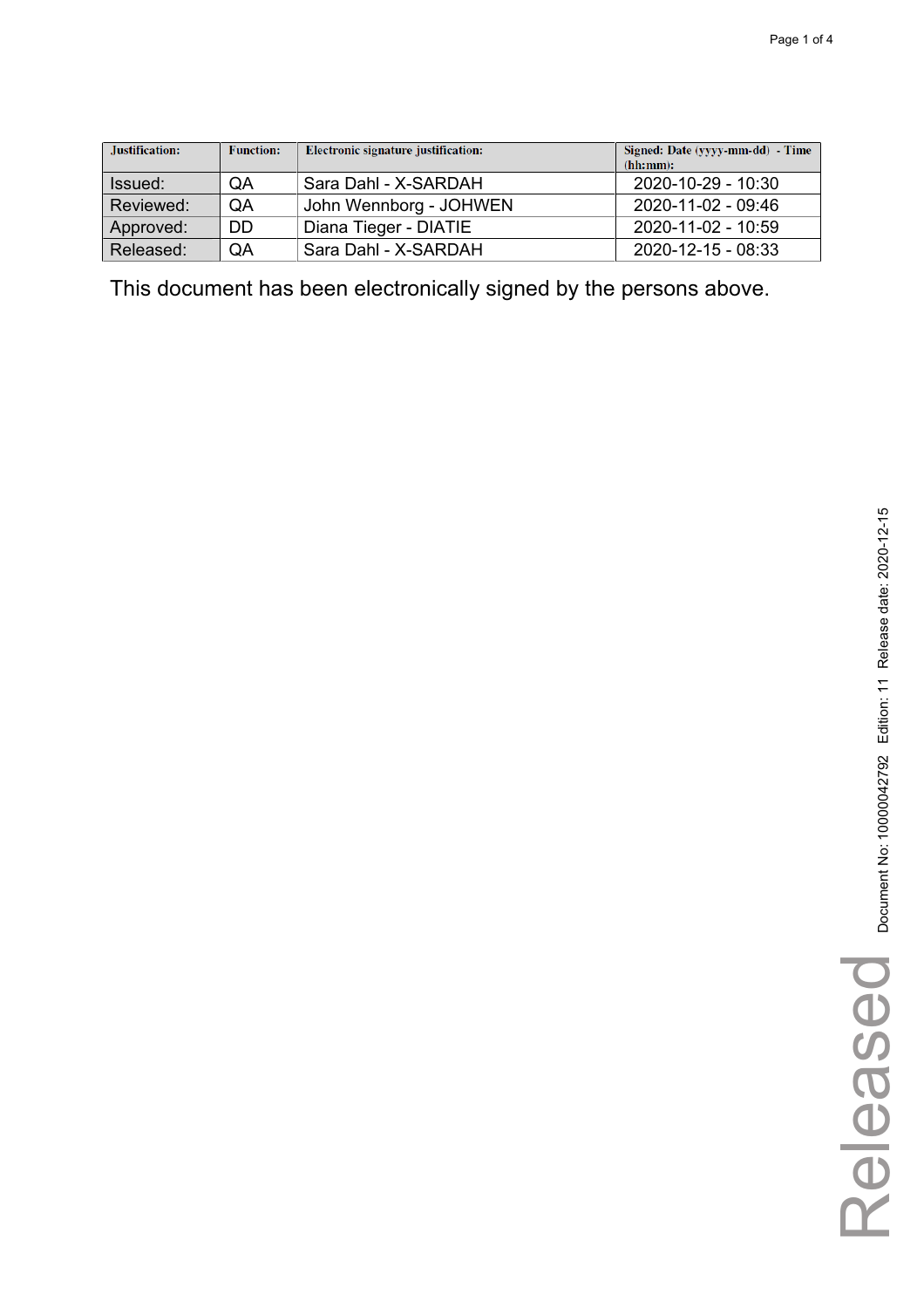| Justification: | Function: | Electronic signature justification: | Signed: Date (yyyy-mm-dd) - Time (hh:mm): |
|---|---|---|---|
| Issued: | QA | Sara Dahl - X-SARDAH | 2020-10-29 - 10:30 |
| Reviewed: | QA | John Wennborg - JOHWEN | 2020-11-02 - 09:46 |
| Approved: | DD | Diana Tieger - DIATIE | 2020-11-02 - 10:59 |
| Released: | QA | Sara Dahl - X-SARDAH | 2020-12-15 - 08:33 |

This document has been electronically signed by the persons above.

Document No: 10000042792 Edition: 11 Release date: 2020-12-15

Released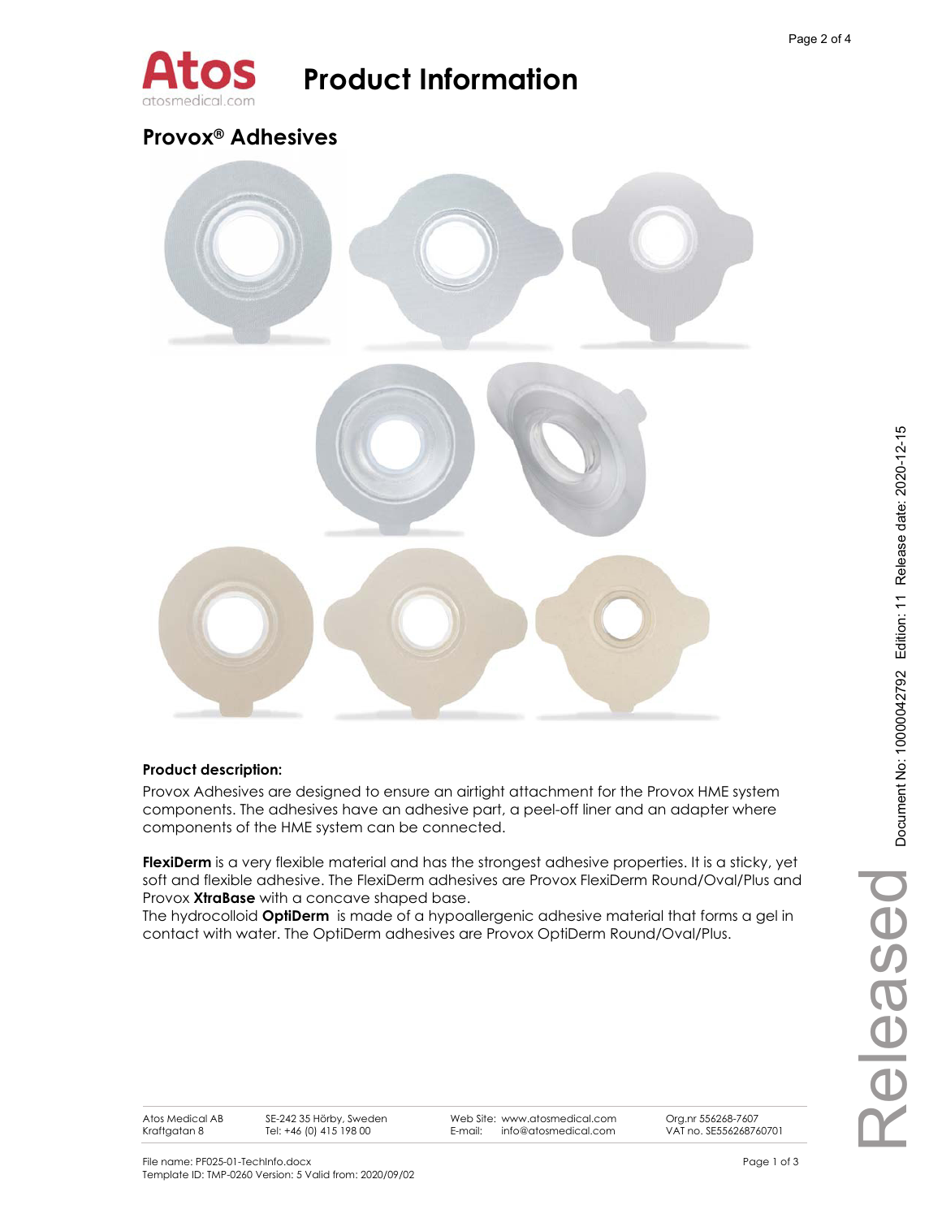# Product Information

## Provox® Adhesives

**Product description:**

Provox Adhesives are designed to ensure an airtight attachment for the Provox HME system components. The adhesives have an adhesive part, a peel-off liner and an adapter where components of the HME system can be connected.

**FlexiDerm** is a very flexible material and has the strongest adhesive properties. It is a sticky, yet soft and flexible adhesive. The FlexiDerm adhesives are Provox FlexiDerm Round/Oval/Plus and Provox **XtraBase** with a concave shaped base.
The hydrocolloid **OptiDerm** is made of a hypoallergenic adhesive material that forms a gel in contact with water. The OptiDerm adhesives are Provox OptiDerm Round/Oval/Plus.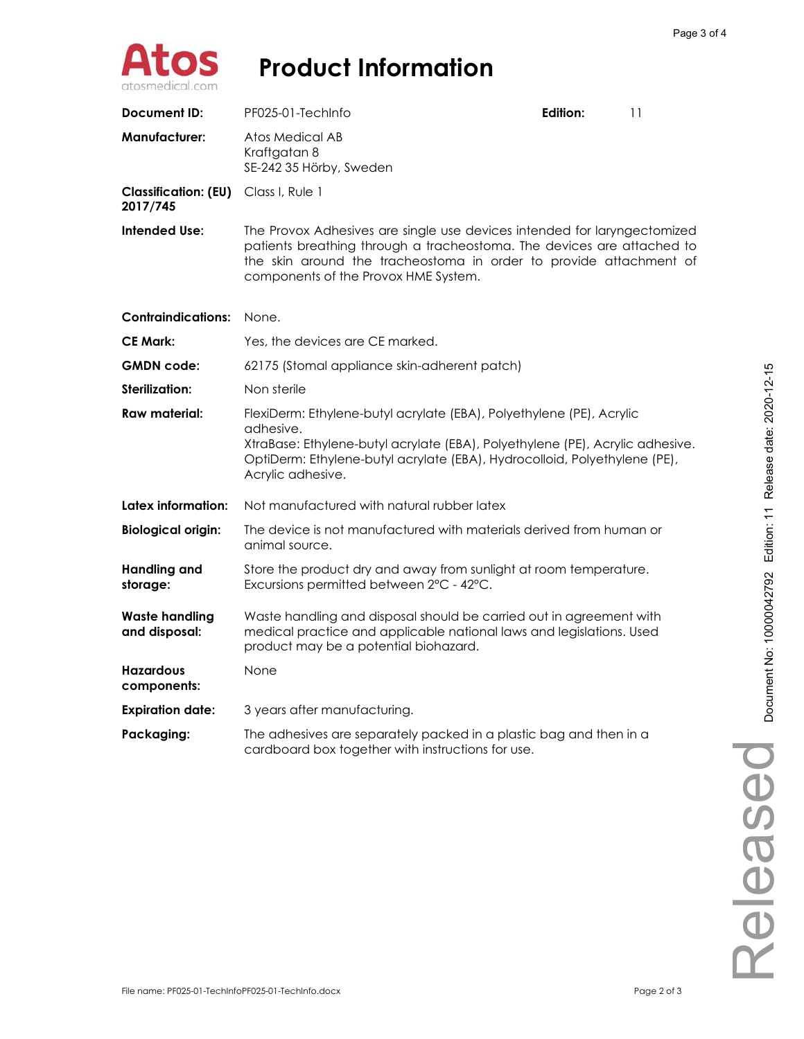# Product Information

| | |
|---|---|
| **Document ID:** | PF025-01-TechInfo **Edition:** 11 |
| **Manufacturer:** | Atos Medical AB<br>Kraftgatan 8<br>SE-242 35 Hörby, Sweden |
| **Classification: (EU) 2017/745** | Class I, Rule 1 |
| **Intended Use:** | The Provox Adhesives are single use devices intended for laryngectomized patients breathing through a tracheostoma. The devices are attached to the skin around the tracheostoma in order to provide attachment of components of the Provox HME System. |
| **Contraindications:** | None. |
| **CE Mark:** | Yes, the devices are CE marked. |
| **GMDN code:** | 62175 (Stomal appliance skin-adherent patch) |
| **Sterilization:** | Non sterile |
| **Raw material:** | FlexiDerm: Ethylene-butyl acrylate (EBA), Polyethylene (PE), Acrylic adhesive.<br>XtraBase: Ethylene-butyl acrylate (EBA), Polyethylene (PE), Acrylic adhesive.<br>OptiDerm: Ethylene-butyl acrylate (EBA), Hydrocolloid, Polyethylene (PE), Acrylic adhesive. |
| **Latex information:** | Not manufactured with natural rubber latex |
| **Biological origin:** | The device is not manufactured with materials derived from human or animal source. |
| **Handling and storage:** | Store the product dry and away from sunlight at room temperature. Excursions permitted between 2°C - 42°C. |
| **Waste handling and disposal:** | Waste handling and disposal should be carried out in agreement with medical practice and applicable national laws and legislations. Used product may be a potential biohazard. |
| **Hazardous components:** | None |
| **Expiration date:** | 3 years after manufacturing. |
| **Packaging:** | The adhesives are separately packed in a plastic bag and then in a cardboard box together with instructions for use. |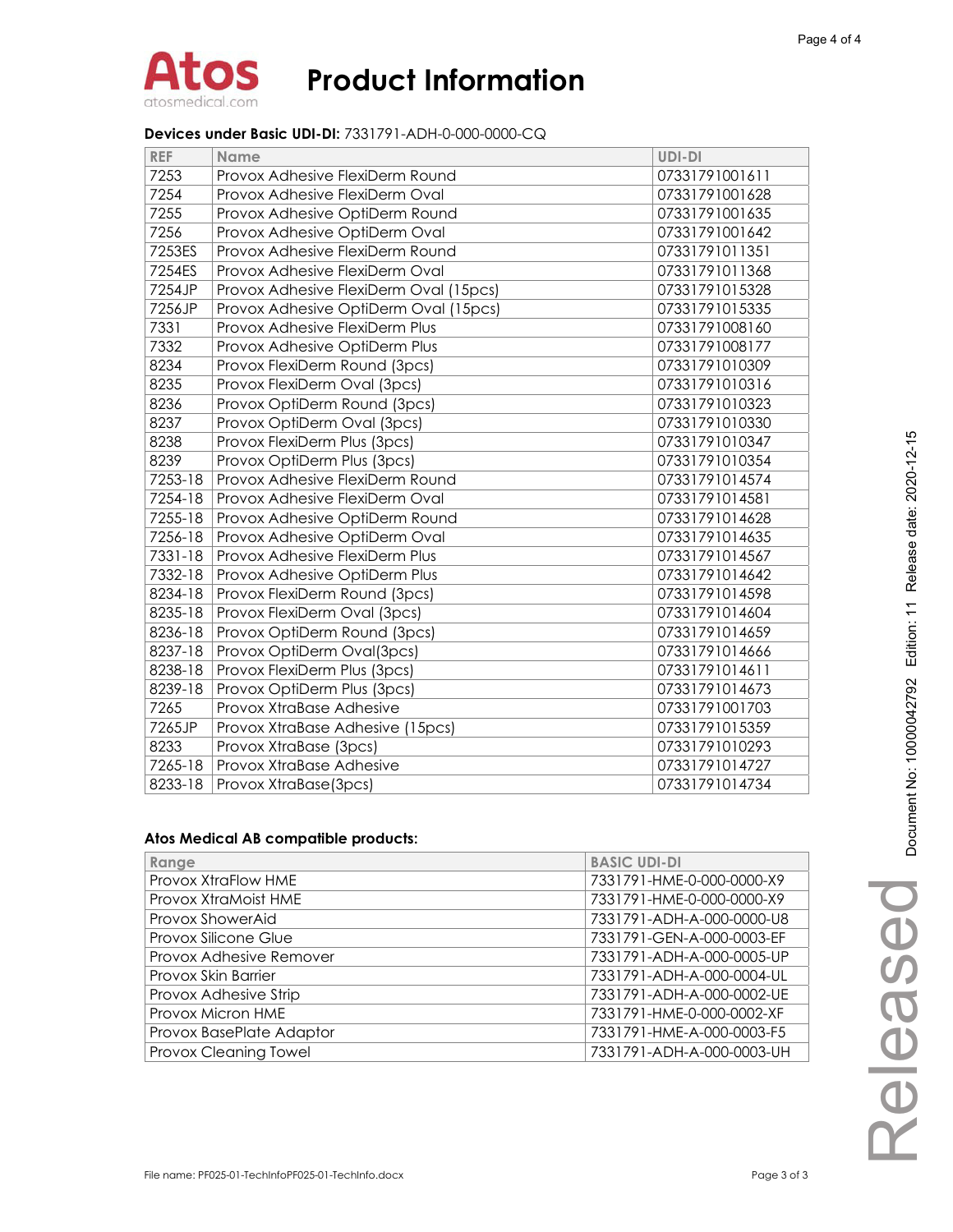# Product Information

**Devices under Basic UDI-DI:** 7331791-ADH-0-000-0000-CQ

| REF | Name | UDI-DI |
|---|---|---|
| 7253 | Provox Adhesive FlexiDerm Round | 07331791001611 |
| 7254 | Provox Adhesive FlexiDerm Oval | 07331791001628 |
| 7255 | Provox Adhesive OptiDerm Round | 07331791001635 |
| 7256 | Provox Adhesive OptiDerm Oval | 07331791001642 |
| 7253ES | Provox Adhesive FlexiDerm Round | 07331791011351 |
| 7254ES | Provox Adhesive FlexiDerm Oval | 07331791011368 |
| 7254JP | Provox Adhesive FlexiDerm Oval (15pcs) | 07331791015328 |
| 7256JP | Provox Adhesive OptiDerm Oval (15pcs) | 07331791015335 |
| 7331 | Provox Adhesive FlexiDerm Plus | 07331791008160 |
| 7332 | Provox Adhesive OptiDerm Plus | 07331791008177 |
| 8234 | Provox FlexiDerm Round (3pcs) | 07331791010309 |
| 8235 | Provox FlexiDerm Oval (3pcs) | 07331791010316 |
| 8236 | Provox OptiDerm Round (3pcs) | 07331791010323 |
| 8237 | Provox OptiDerm Oval (3pcs) | 07331791010330 |
| 8238 | Provox FlexiDerm Plus (3pcs) | 07331791010347 |
| 8239 | Provox OptiDerm Plus (3pcs) | 07331791010354 |
| 7253-18 | Provox Adhesive FlexiDerm Round | 07331791014574 |
| 7254-18 | Provox Adhesive FlexiDerm Oval | 07331791014581 |
| 7255-18 | Provox Adhesive OptiDerm Round | 07331791014628 |
| 7256-18 | Provox Adhesive OptiDerm Oval | 07331791014635 |
| 7331-18 | Provox Adhesive FlexiDerm Plus | 07331791014567 |
| 7332-18 | Provox Adhesive OptiDerm Plus | 07331791014642 |
| 8234-18 | Provox FlexiDerm Round (3pcs) | 07331791014598 |
| 8235-18 | Provox FlexiDerm Oval (3pcs) | 07331791014604 |
| 8236-18 | Provox OptiDerm Round (3pcs) | 07331791014659 |
| 8237-18 | Provox OptiDerm Oval(3pcs) | 07331791014666 |
| 8238-18 | Provox FlexiDerm Plus (3pcs) | 07331791014611 |
| 8239-18 | Provox OptiDerm Plus (3pcs) | 07331791014673 |
| 7265 | Provox XtraBase Adhesive | 07331791001703 |
| 7265JP | Provox XtraBase Adhesive (15pcs) | 07331791015359 |
| 8233 | Provox XtraBase (3pcs) | 07331791010293 |
| 7265-18 | Provox XtraBase Adhesive | 07331791014727 |
| 8233-18 | Provox XtraBase(3pcs) | 07331791014734 |

**Atos Medical AB compatible products:**

| Range | BASIC UDI-DI |
|---|---|
| Provox XtraFlow HME | 7331791-HME-0-000-0000-X9 |
| Provox XtraMoist HME | 7331791-HME-0-000-0000-X9 |
| Provox ShowerAid | 7331791-ADH-A-000-0000-U8 |
| Provox Silicone Glue | 7331791-GEN-A-000-0003-EF |
| Provox Adhesive Remover | 7331791-ADH-A-000-0005-UP |
| Provox Skin Barrier | 7331791-ADH-A-000-0004-UL |
| Provox Adhesive Strip | 7331791-ADH-A-000-0002-UE |
| Provox Micron HME | 7331791-HME-0-000-0002-XF |
| Provox BasePlate Adaptor | 7331791-HME-A-000-0003-F5 |
| Provox Cleaning Towel | 7331791-ADH-A-000-0003-UH |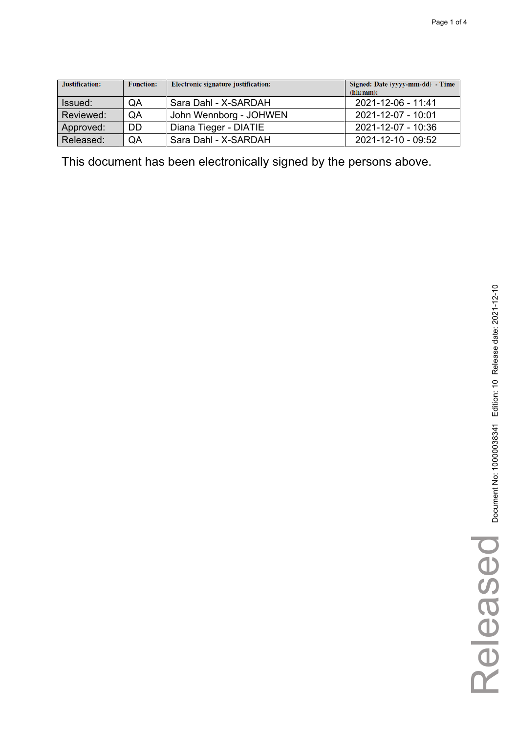| Justification: | Function: | Electronic signature justification: | Signed: Date (yyyy-mm-dd) - Time (hh:mm): |
|---|---|---|---|
| Issued: | QA | Sara Dahl - X-SARDAH | 2021-12-06 - 11:41 |
| Reviewed: | QA | John Wennborg - JOHWEN | 2021-12-07 - 10:01 |
| Approved: | DD | Diana Tieger - DIATIE | 2021-12-07 - 10:36 |
| Released: | QA | Sara Dahl - X-SARDAH | 2021-12-10 - 09:52 |

This document has been electronically signed by the persons above.

Document No: 100000038341 Edition: 10 Release date: 2021-12-10

Released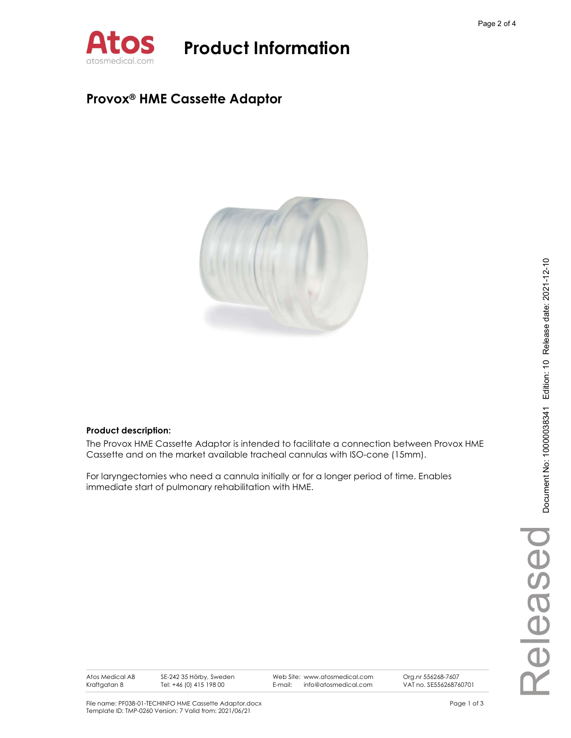# Product Information

## Provox® HME Cassette Adaptor

**Product description:**

The Provox HME Cassette Adaptor is intended to facilitate a connection between Provox HME Cassette and on the market available tracheal cannulas with ISO-cone (15mm).

For laryngectomies who need a cannula initially or for a longer period of time. Enables immediate start of pulmonary rehabilitation with HME.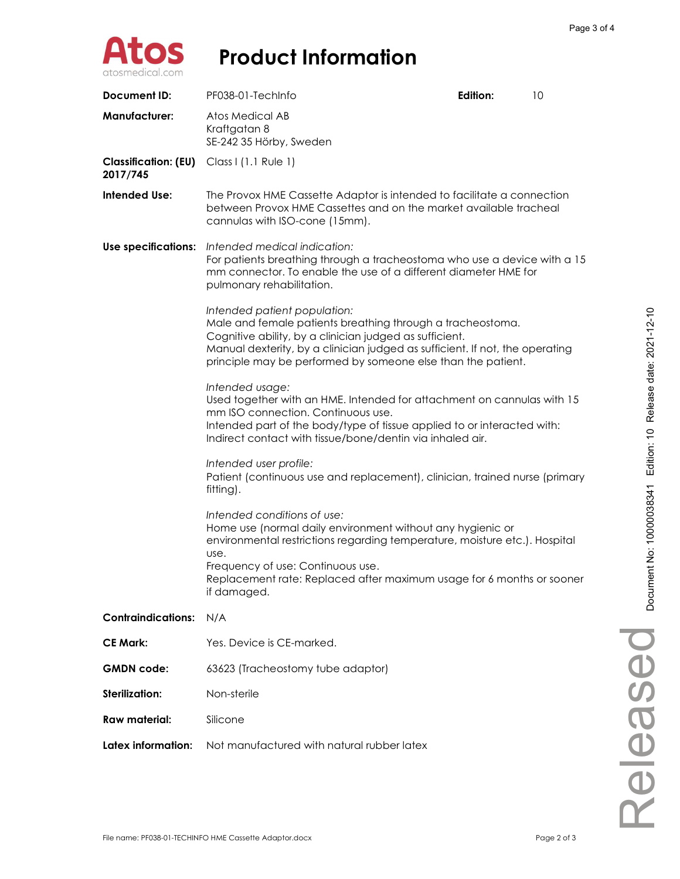# Product Information

| | |
|---|---|
| **Document ID:** | PF038-01-TechInfo **Edition:** 10 |
| **Manufacturer:** | Atos Medical AB<br>Kraftgatan 8<br>SE-242 35 Hörby, Sweden |
| **Classification: (EU) 2017/745** | Class I (1.1 Rule 1) |
| **Intended Use:** | The Provox HME Cassette Adaptor is intended to facilitate a connection between Provox HME Cassettes and on the market available tracheal cannulas with ISO-cone (15mm). |
| **Use specifications:** | *Intended medical indication:*<br>For patients breathing through a tracheostoma who use a device with a 15 mm connector. To enable the use of a different diameter HME for pulmonary rehabilitation.<br><br>*Intended patient population:*<br>Male and female patients breathing through a tracheostoma.<br>Cognitive ability, by a clinician judged as sufficient.<br>Manual dexterity, by a clinician judged as sufficient. If not, the operating principle may be performed by someone else than the patient.<br><br>*Intended usage:*<br>Used together with an HME. Intended for attachment on cannulas with 15 mm ISO connection. Continuous use.<br>Intended part of the body/type of tissue applied to or interacted with: Indirect contact with tissue/bone/dentin via inhaled air.<br><br>*Intended user profile:*<br>Patient (continuous use and replacement), clinician, trained nurse (primary fitting).<br><br>*Intended conditions of use:*<br>Home use (normal daily environment without any hygienic or environmental restrictions regarding temperature, moisture etc.). Hospital use.<br>Frequency of use: Continuous use.<br>Replacement rate: Replaced after maximum usage for 6 months or sooner if damaged. |
| **Contraindications:** | N/A |
| **CE Mark:** | Yes. Device is CE-marked. |
| **GMDN code:** | 63623 (Tracheostomy tube adaptor) |
| **Sterilization:** | Non-sterile |
| **Raw material:** | Silicone |
| **Latex information:** | Not manufactured with natural rubber latex |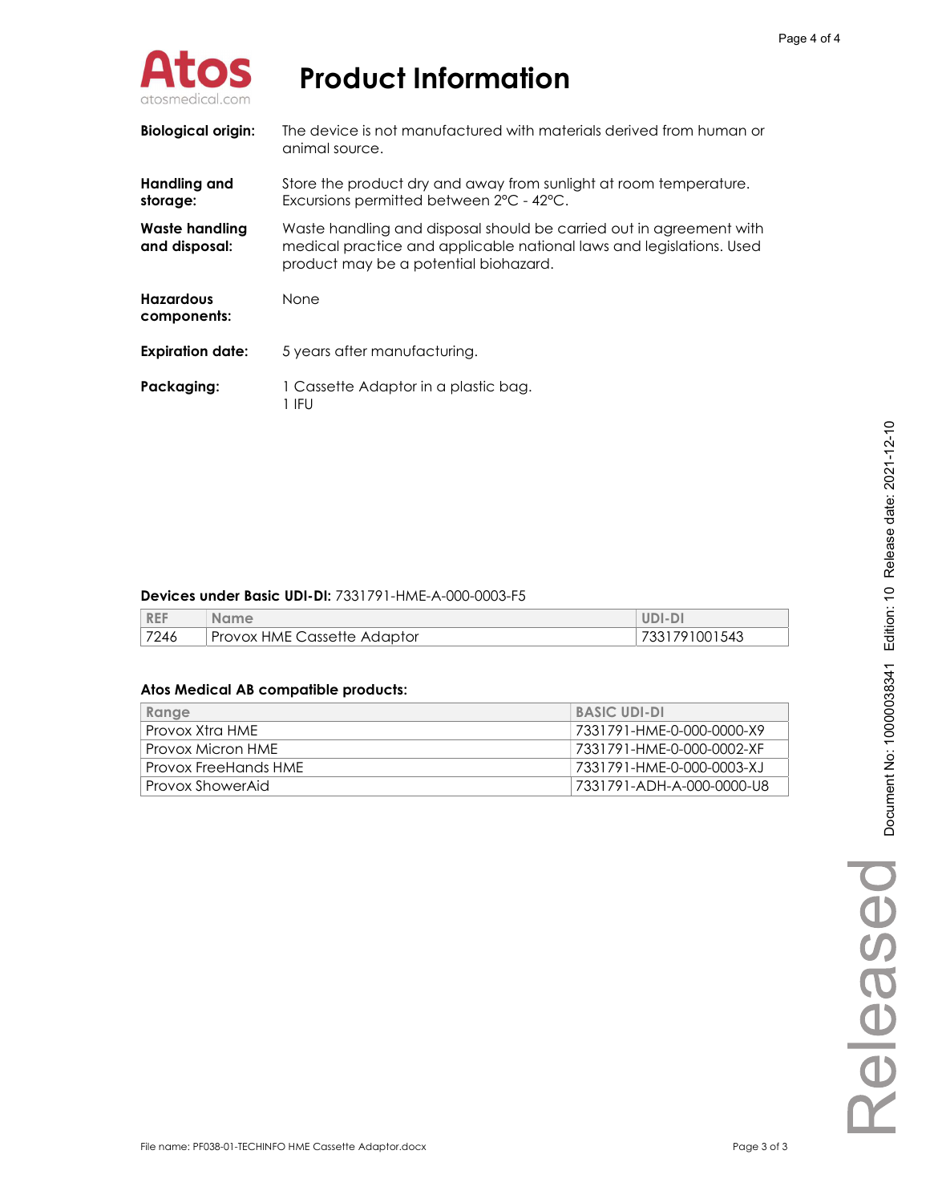# Product Information

| | |
|---|---|
| **Biological origin:** | The device is not manufactured with materials derived from human or animal source. |
| **Handling and storage:** | Store the product dry and away from sunlight at room temperature. Excursions permitted between 2°C - 42°C. |
| **Waste handling and disposal:** | Waste handling and disposal should be carried out in agreement with medical practice and applicable national laws and legislations. Used product may be a potential biohazard. |
| **Hazardous components:** | None |
| **Expiration date:** | 5 years after manufacturing. |
| **Packaging:** | 1 Cassette Adaptor in a plastic bag.<br>1 IFU |

**Devices under Basic UDI-DI:** 7331791-HME-A-000-0003-F5

| REF | Name | UDI-DI |
|---|---|---|
| 7246 | Provox HME Cassette Adaptor | 7331791001543 |

**Atos Medical AB compatible products:**

| Range | BASIC UDI-DI |
|---|---|
| Provox Xtra HME | 7331791-HME-0-000-0000-X9 |
| Provox Micron HME | 7331791-HME-0-000-0002-XF |
| Provox FreeHands HME | 7331791-HME-0-000-0003-XJ |
| Provox ShowerAid | 7331791-ADH-A-000-0000-U8 |

Document No: 10000038341 Edition: 10 Release date: 2021-12-10

Released

File name: PF038-01-TECHINFO HME Cassette Adaptor.docx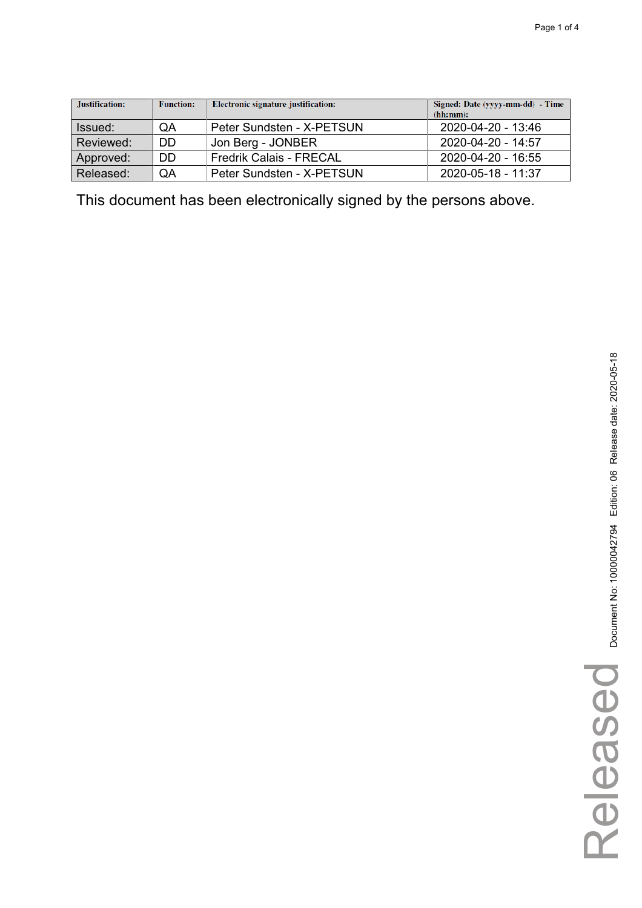| Justification: | Function: | Electronic signature justification: | Signed: Date (yyyy-mm-dd) - Time (hh:mm): |
|---|---|---|---|
| Issued: | QA | Peter Sundsten - X-PETSUN | 2020-04-20 - 13:46 |
| Reviewed: | DD | Jon Berg - JONBER | 2020-04-20 - 14:57 |
| Approved: | DD | Fredrik Calais - FRECAL | 2020-04-20 - 16:55 |
| Released: | QA | Peter Sundsten - X-PETSUN | 2020-05-18 - 11:37 |

This document has been electronically signed by the persons above.

Document No: 10000042794 Edition: 06 Release date: 2020-05-18

Released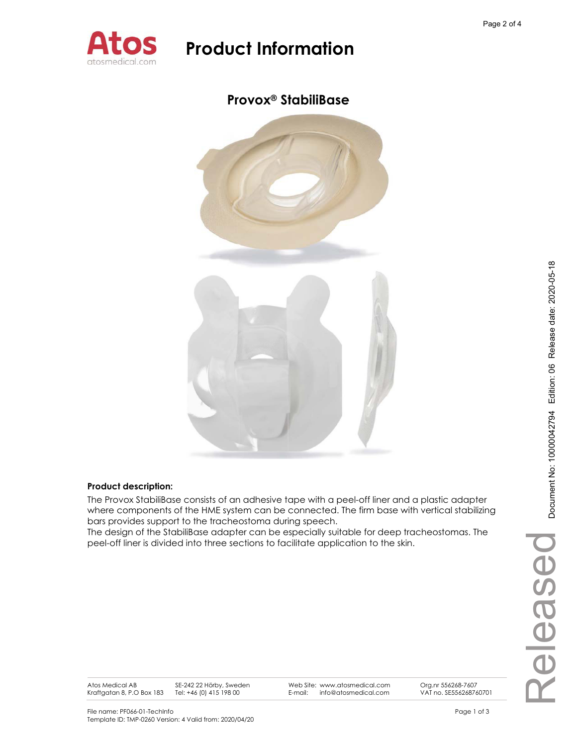# Product Information

## Provox® StabiliBase

**Product description:**

The Provox StabiliBase consists of an adhesive tape with a peel-off liner and a plastic adapter where components of the HME system can be connected. The firm base with vertical stabilizing bars provides support to the tracheostoma during speech.

The design of the StabiliBase adapter can be especially suitable for deep tracheostomas. The peel-off liner is divided into three sections to facilitate application to the skin.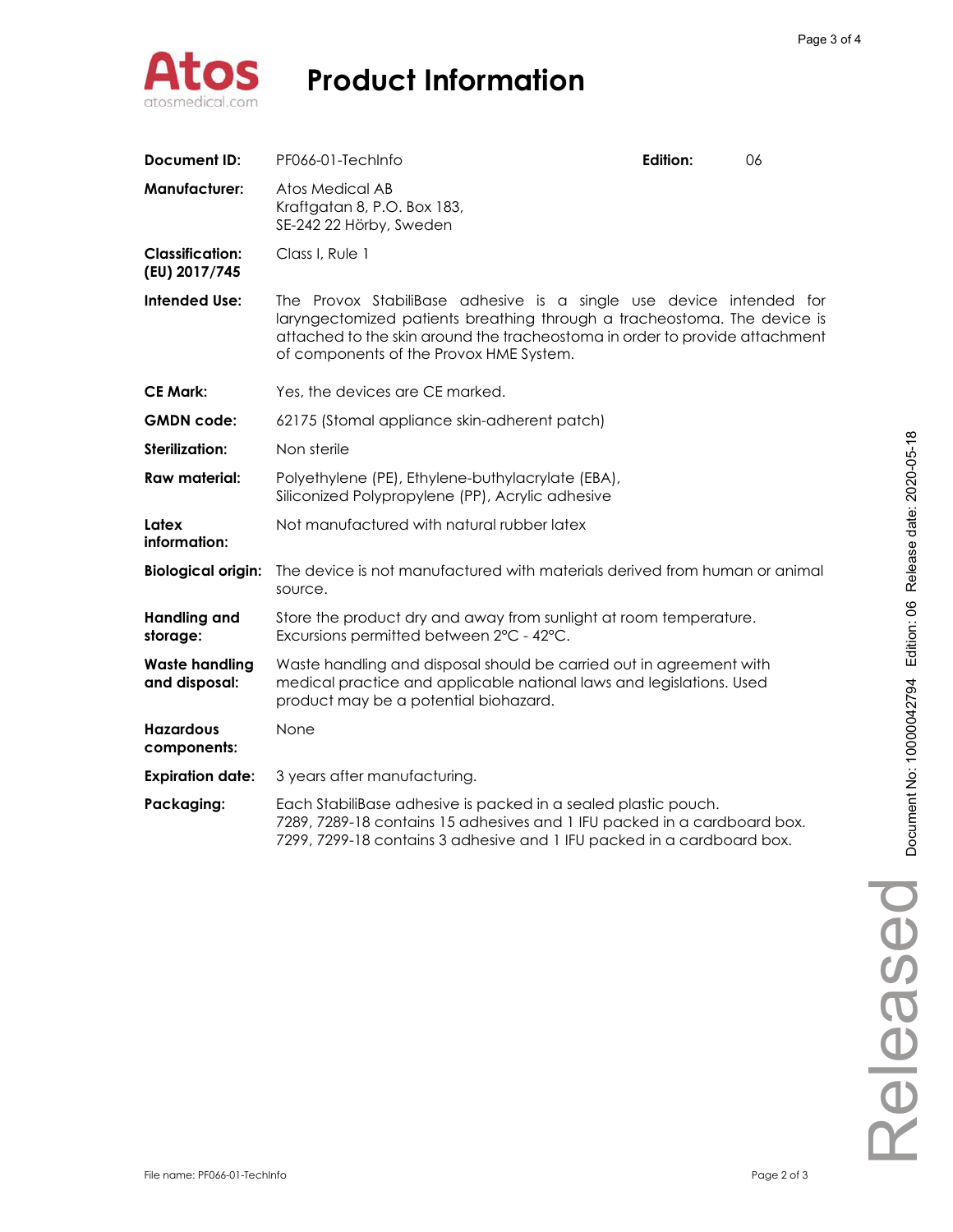# Product Information

| | | | |
|---|---|---|---|
| **Document ID:** | PF066-01-TechInfo | **Edition:** | 06 |
| **Manufacturer:** | Atos Medical AB<br>Kraftgatan 8, P.O. Box 183,<br>SE-242 22 Hörby, Sweden | | |
| **Classification: (EU) 2017/745** | Class I, Rule 1 | | |
| **Intended Use:** | The Provox StabiliBase adhesive is a single use device intended for laryngectomized patients breathing through a tracheostoma. The device is attached to the skin around the tracheostoma in order to provide attachment of components of the Provox HME System. | | |
| **CE Mark:** | Yes, the devices are CE marked. | | |
| **GMDN code:** | 62175 (Stomal appliance skin-adherent patch) | | |
| **Sterilization:** | Non sterile | | |
| **Raw material:** | Polyethylene (PE), Ethylene-buthylacrylate (EBA),<br>Siliconized Polypropylene (PP), Acrylic adhesive | | |
| **Latex information:** | Not manufactured with natural rubber latex | | |
| **Biological origin:** | The device is not manufactured with materials derived from human or animal source. | | |
| **Handling and storage:** | Store the product dry and away from sunlight at room temperature.<br>Excursions permitted between 2°C - 42°C. | | |
| **Waste handling and disposal:** | Waste handling and disposal should be carried out in agreement with medical practice and applicable national laws and legislations. Used product may be a potential biohazard. | | |
| **Hazardous components:** | None | | |
| **Expiration date:** | 3 years after manufacturing. | | |
| **Packaging:** | Each StabiliBase adhesive is packed in a sealed plastic pouch.<br>7289, 7289-18 contains 15 adhesives and 1 IFU packed in a cardboard box.<br>7299, 7299-18 contains 3 adhesive and 1 IFU packed in a cardboard box. | | |

Document No: 10000042794 Edition: 06 Release date: 2020-05-18

Released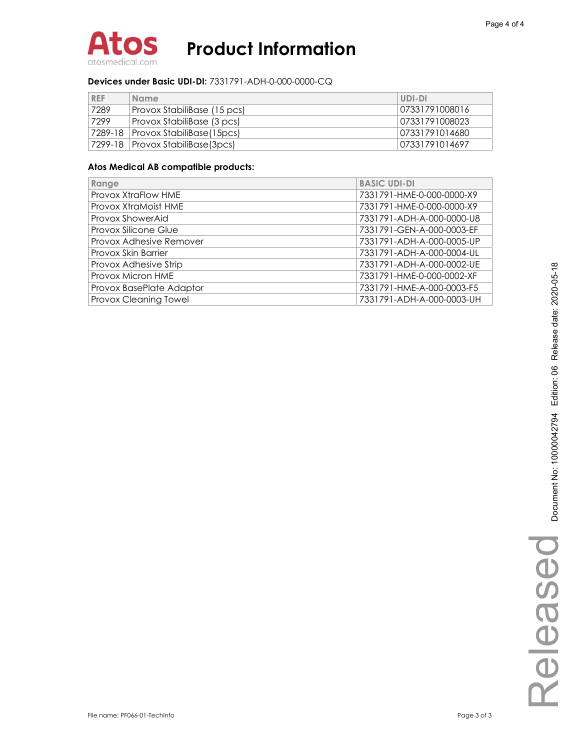# Product Information

**Devices under Basic UDI-DI:** 7331791-ADH-0-000-0000-CQ

| REF | Name | UDI-DI |
|---|---|---|
| 7289 | Provox StabiliBase (15 pcs) | 07331791008016 |
| 7299 | Provox StabiliBase (3 pcs) | 07331791008023 |
| 7289-18 | Provox StabiliBase(15pcs) | 07331791014680 |
| 7299-18 | Provox StabiliBase(3pcs) | 07331791014697 |

**Atos Medical AB compatible products:**

| Range | BASIC UDI-DI |
|---|---|
| Provox XtraFlow HME | 7331791-HME-0-000-0000-X9 |
| Provox XtraMoist HME | 7331791-HME-0-000-0000-X9 |
| Provox ShowerAid | 7331791-ADH-A-000-0000-U8 |
| Provox Silicone Glue | 7331791-GEN-A-000-0003-EF |
| Provox Adhesive Remover | 7331791-ADH-A-000-0005-UP |
| Provox Skin Barrier | 7331791-ADH-A-000-0004-UL |
| Provox Adhesive Strip | 7331791-ADH-A-000-0002-UE |
| Provox Micron HME | 7331791-HME-0-000-0002-XF |
| Provox BasePlate Adaptor | 7331791-HME-A-000-0003-F5 |
| Provox Cleaning Towel | 7331791-ADH-A-000-0003-UH |

File name: PF066-01-TechInfo

Document No: 10000042794 Edition: 06 Release date: 2020-05-18

Released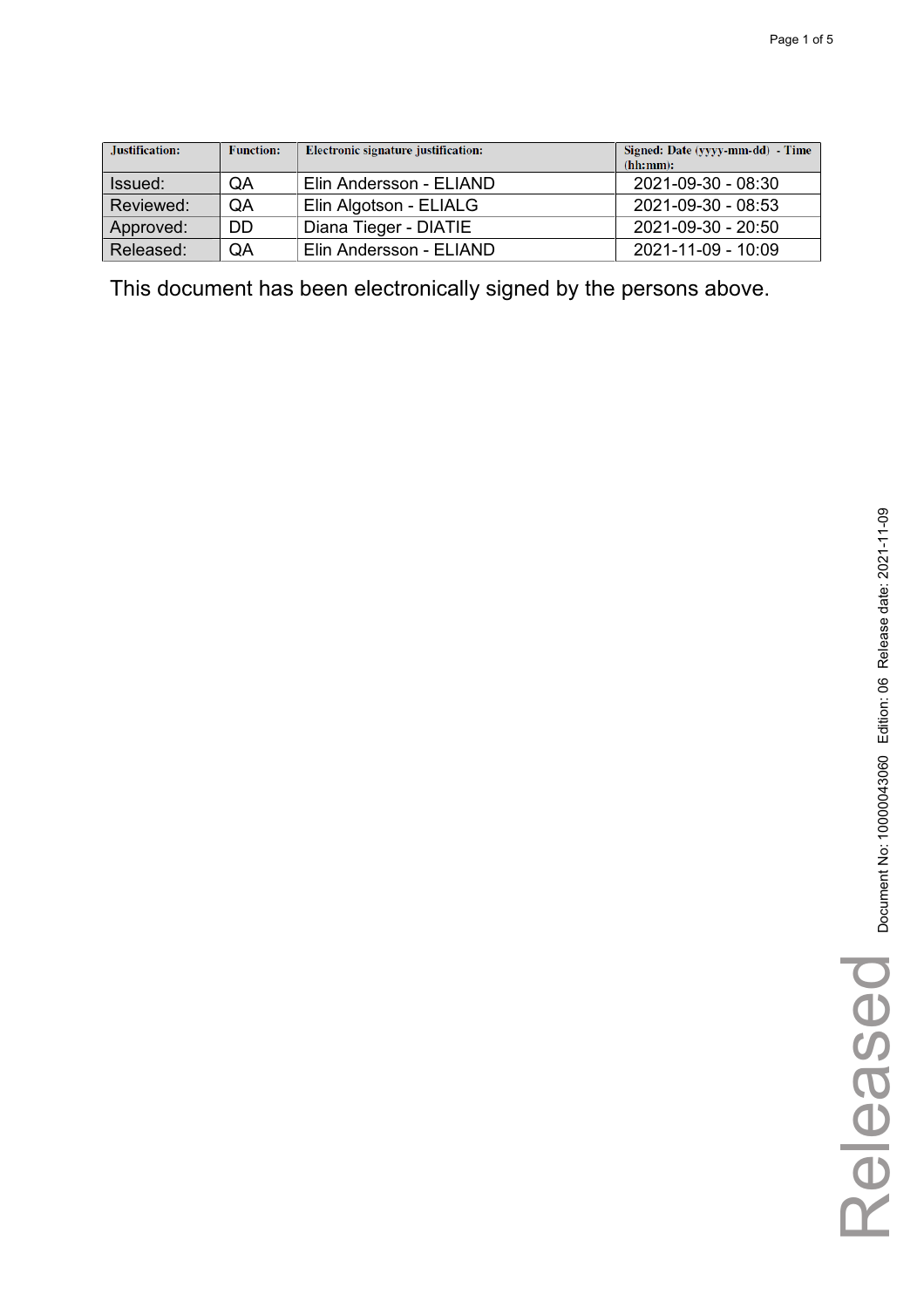| Justification: | Function: | Electronic signature justification: | Signed: Date (yyyy-mm-dd) - Time (hh:mm): |
|---|---|---|---|
| Issued: | QA | Elin Andersson - ELIAND | 2021-09-30 - 08:30 |
| Reviewed: | QA | Elin Algotson - ELIALG | 2021-09-30 - 08:53 |
| Approved: | DD | Diana Tieger - DIATIE | 2021-09-30 - 20:50 |
| Released: | QA | Elin Andersson - ELIAND | 2021-11-09 - 10:09 |

This document has been electronically signed by the persons above.

Released

Document No: 10000043060 Edition: 06 Release date: 2021-11-09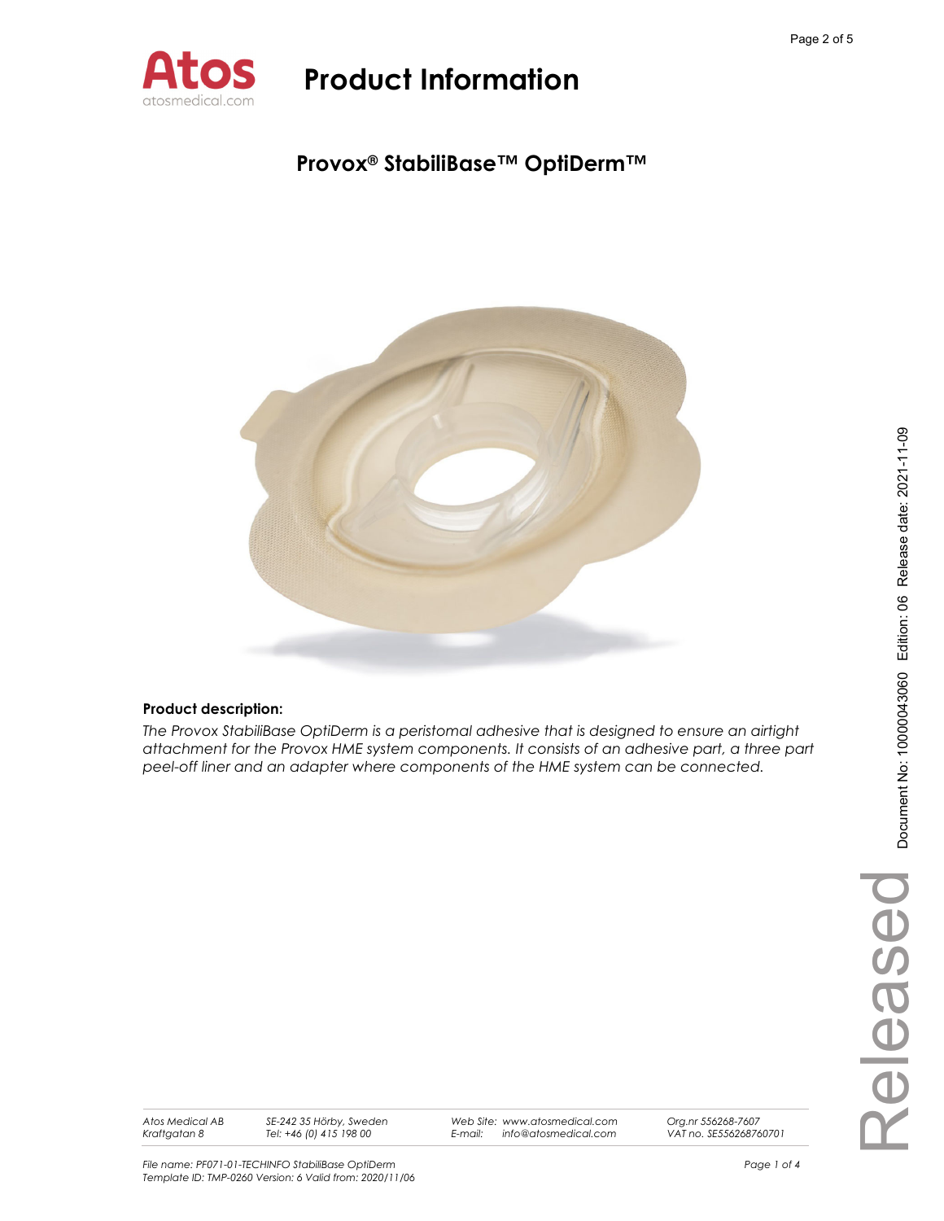# Product Information

## Provox® StabiliBase™ OptiDerm™

**Product description:**

*The Provox StabiliBase OptiDerm is a peristomal adhesive that is designed to ensure an airtight attachment for the Provox HME system components. It consists of an adhesive part, a three part peel-off liner and an adapter where components of the HME system can be connected.*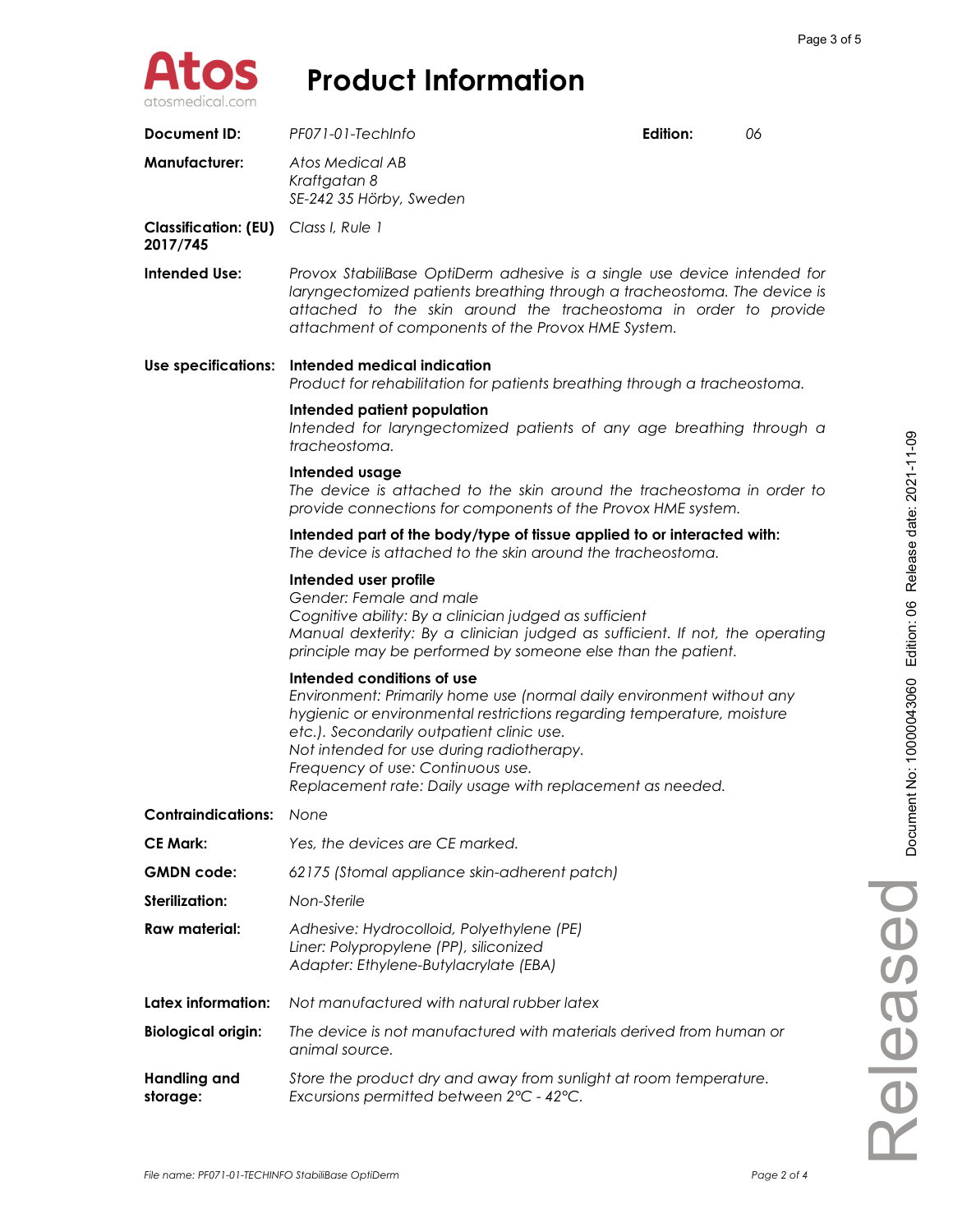# Product Information

| | | | |
|---|---|---|---|
| **Document ID:** | *PF071-01-TechInfo* | **Edition:** | *06* |

**Manufacturer:** *Atos Medical AB*
*Kraftgatan 8*
*SE-242 35 Hörby, Sweden*

**Classification: (EU) 2017/745** *Class I, Rule 1*

**Intended Use:** *Provox StabiliBase OptiDerm adhesive is a single use device intended for laryngectomized patients breathing through a tracheostoma. The device is attached to the skin around the tracheostoma in order to provide attachment of components of the Provox HME System.*

**Use specifications:**

**Intended medical indication**
*Product for rehabilitation for patients breathing through a tracheostoma.*

**Intended patient population**
*Intended for laryngectomized patients of any age breathing through a tracheostoma.*

**Intended usage**
*The device is attached to the skin around the tracheostoma in order to provide connections for components of the Provox HME system.*

**Intended part of the body/type of tissue applied to or interacted with:**
*The device is attached to the skin around the tracheostoma.*

**Intended user profile**
*Gender: Female and male*
*Cognitive ability: By a clinician judged as sufficient*
*Manual dexterity: By a clinician judged as sufficient. If not, the operating principle may be performed by someone else than the patient.*

**Intended conditions of use**
*Environment: Primarily home use (normal daily environment without any hygienic or environmental restrictions regarding temperature, moisture etc.). Secondarily outpatient clinic use.*
*Not intended for use during radiotherapy.*
*Frequency of use: Continuous use.*
*Replacement rate: Daily usage with replacement as needed.*

**Contraindications:** *None*

**CE Mark:** *Yes, the devices are CE marked.*

**GMDN code:** *62175 (Stomal appliance skin-adherent patch)*

**Sterilization:** *Non-Sterile*

**Raw material:** *Adhesive: Hydrocolloid, Polyethylene (PE)*
*Liner: Polypropylene (PP), siliconized*
*Adapter: Ethylene-Butylacrylate (EBA)*

**Latex information:** *Not manufactured with natural rubber latex*

**Biological origin:** *The device is not manufactured with materials derived from human or animal source.*

**Handling and storage:** *Store the product dry and away from sunlight at room temperature. Excursions permitted between 2°C - 42°C.*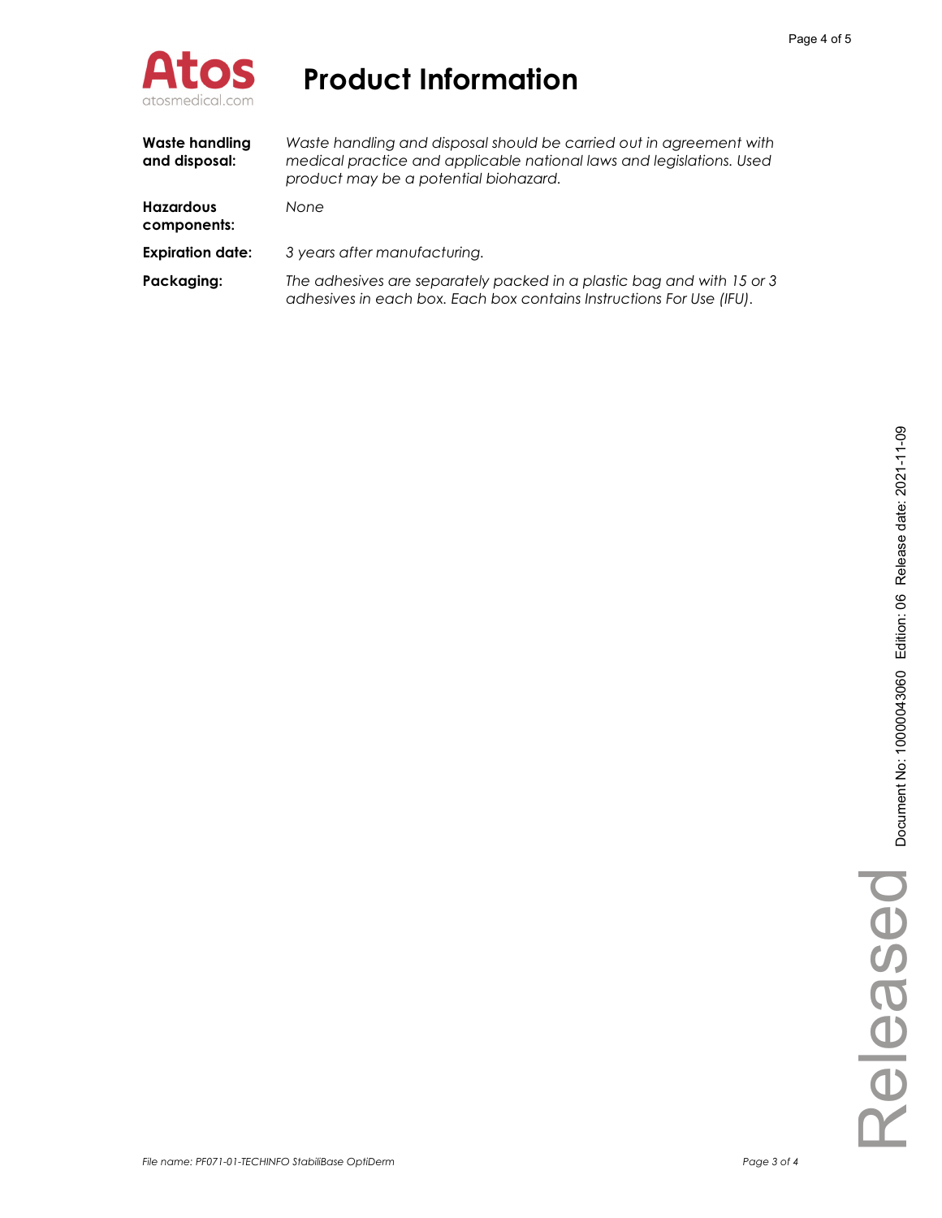| | |
|---|---|
| **Waste handling and disposal:** | *Waste handling and disposal should be carried out in agreement with medical practice and applicable national laws and legislations. Used product may be a potential biohazard.* |
| **Hazardous components:** | *None* |
| **Expiration date:** | *3 years after manufacturing.* |
| **Packaging:** | *The adhesives are separately packed in a plastic bag and with 15 or 3 adhesives in each box. Each box contains Instructions For Use (IFU).* |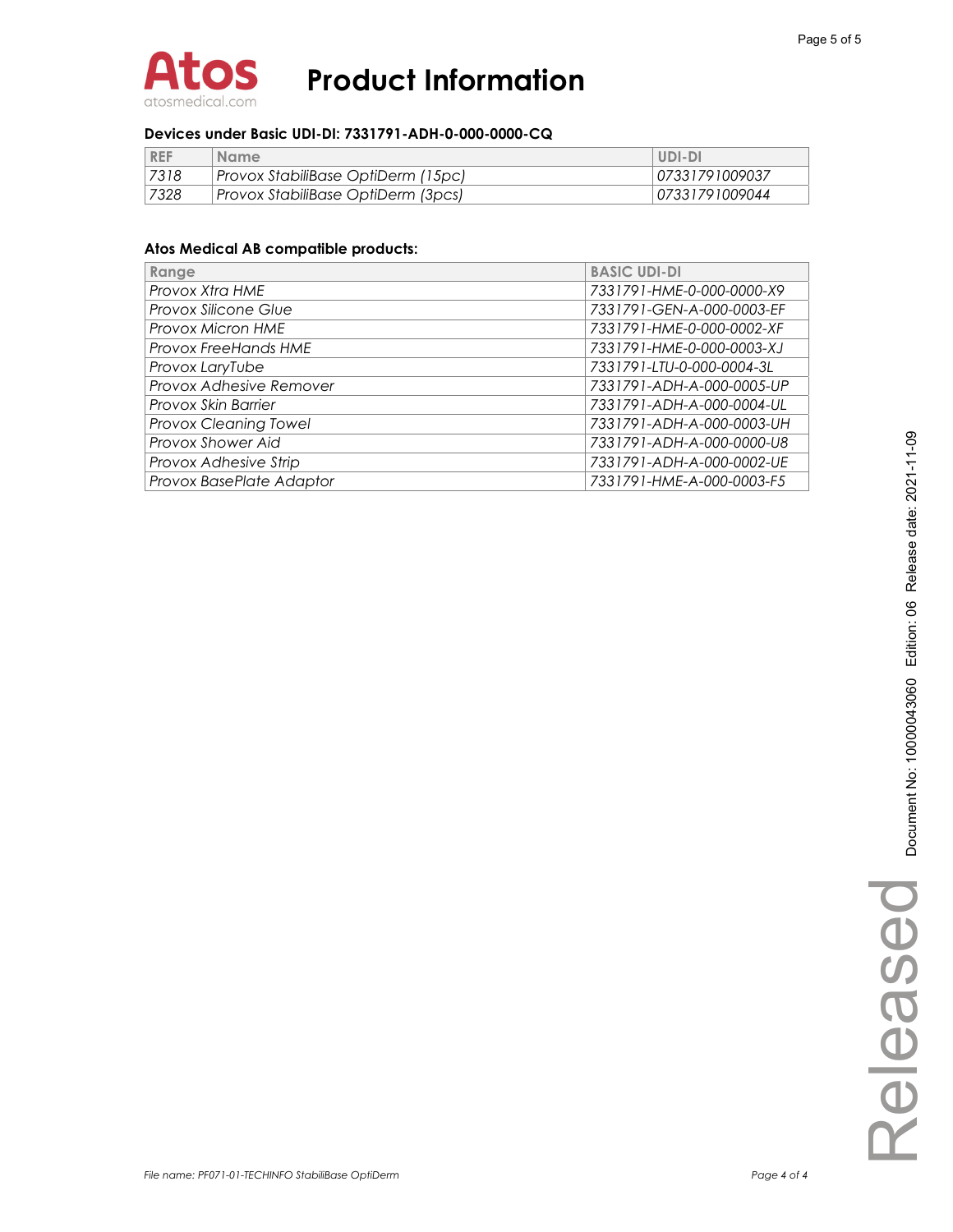# Product Information

### Devices under Basic UDI-DI: 7331791-ADH-0-000-0000-CQ

| REF | Name | UDI-DI |
|---|---|---|
| *7318* | *Provox StabiliBase OptiDerm (15pc)* | *07331791009037* |
| *7328* | *Provox StabiliBase OptiDerm (3pcs)* | *07331791009044* |

### Atos Medical AB compatible products:

| Range | BASIC UDI-DI |
|---|---|
| *Provox Xtra HME* | *7331791-HME-0-000-0000-X9* |
| *Provox Silicone Glue* | *7331791-GEN-A-000-0003-EF* |
| *Provox Micron HME* | *7331791-HME-0-000-0002-XF* |
| *Provox FreeHands HME* | *7331791-HME-0-000-0003-XJ* |
| *Provox LaryTube* | *7331791-LTU-0-000-0004-3L* |
| *Provox Adhesive Remover* | *7331791-ADH-A-000-0005-UP* |
| *Provox Skin Barrier* | *7331791-ADH-A-000-0004-UL* |
| *Provox Cleaning Towel* | *7331791-ADH-A-000-0003-UH* |
| *Provox Shower Aid* | *7331791-ADH-A-000-0000-U8* |
| *Provox Adhesive Strip* | *7331791-ADH-A-000-0002-UE* |
| *Provox BasePlate Adaptor* | *7331791-HME-A-000-0003-F5* |

Document No: 10000043060 Edition: 06 Release date: 2021-11-09

Released

*File name: PF071-01-TECHINFO StabiliBase OptiDerm*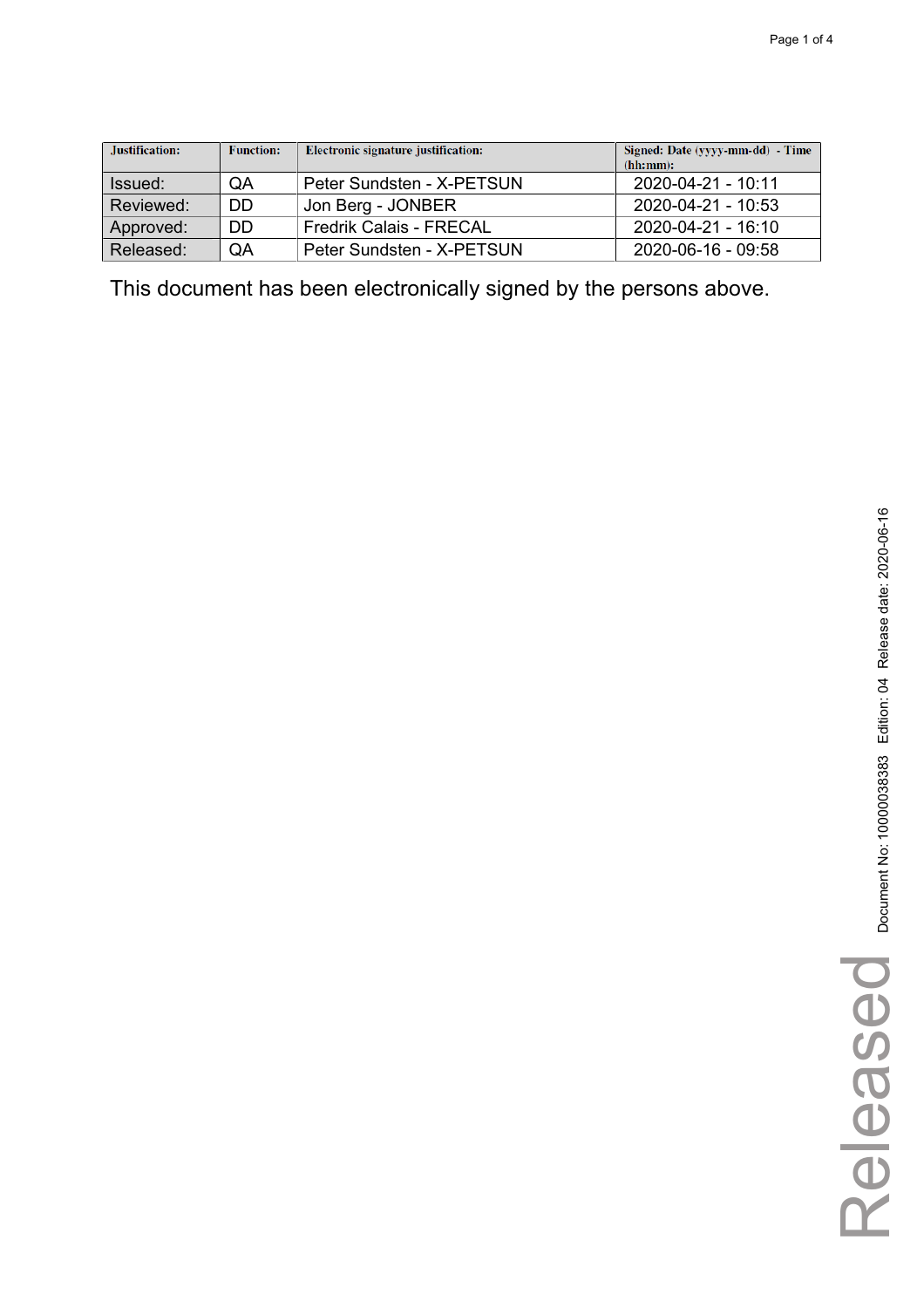| Justification: | Function: | Electronic signature justification: | Signed: Date (yyyy-mm-dd) - Time (hh:mm): |
|---|---|---|---|
| Issued: | QA | Peter Sundsten - X-PETSUN | 2020-04-21 - 10:11 |
| Reviewed: | DD | Jon Berg - JONBER | 2020-04-21 - 10:53 |
| Approved: | DD | Fredrik Calais - FRECAL | 2020-04-21 - 16:10 |
| Released: | QA | Peter Sundsten - X-PETSUN | 2020-06-16 - 09:58 |

This document has been electronically signed by the persons above.

Released

Document No: 10000038383 Edition: 04 Release date: 2020-06-16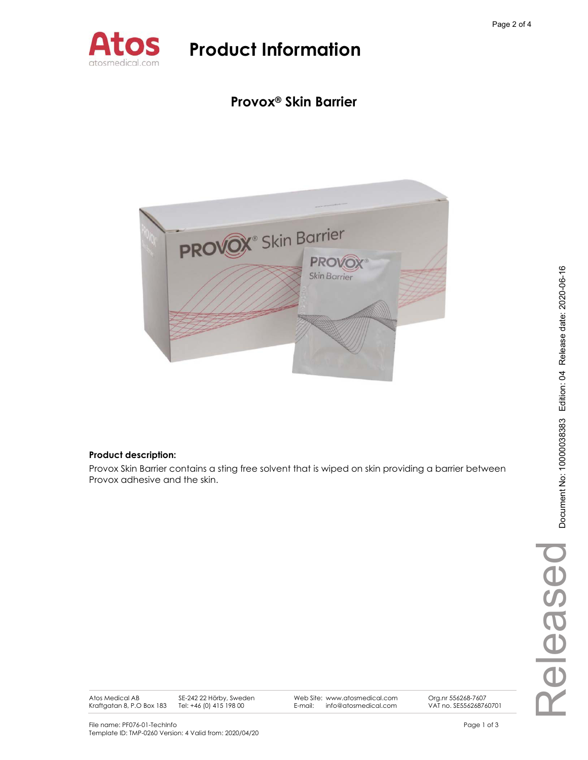# Product Information

## Provox® Skin Barrier

**Product description:**

Provox Skin Barrier contains a sting free solvent that is wiped on skin providing a barrier between Provox adhesive and the skin.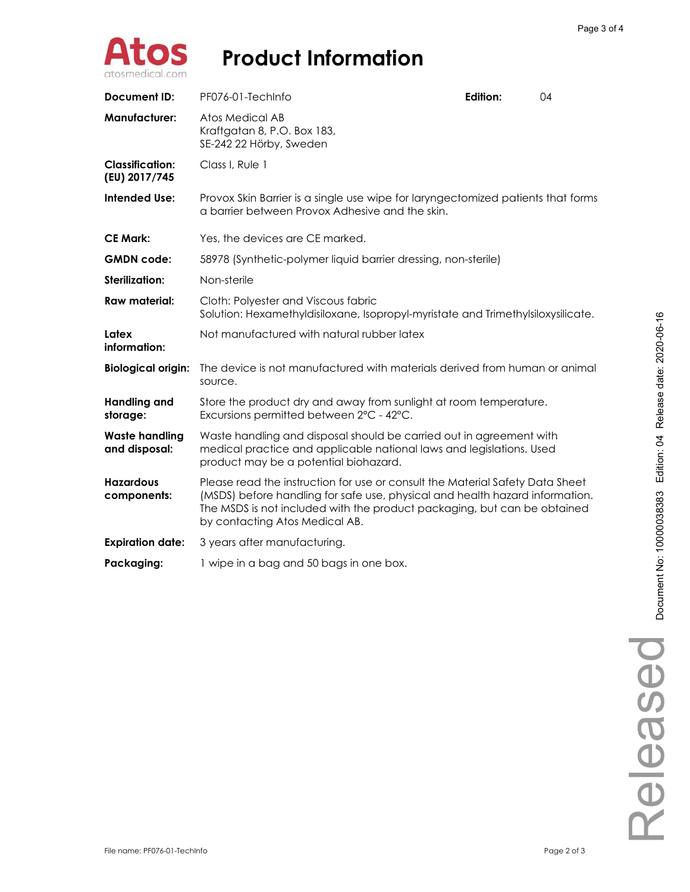# Product Information

| | | | |
|---|---|---|---|
| **Document ID:** | PF076-01-TechInfo | **Edition:** | 04 |
| **Manufacturer:** | Atos Medical AB<br>Kraftgatan 8, P.O. Box 183,<br>SE-242 22 Hörby, Sweden | | |
| **Classification: (EU) 2017/745** | Class I, Rule 1 | | |
| **Intended Use:** | Provox Skin Barrier is a single use wipe for laryngectomized patients that forms a barrier between Provox Adhesive and the skin. | | |
| **CE Mark:** | Yes, the devices are CE marked. | | |
| **GMDN code:** | 58978 (Synthetic-polymer liquid barrier dressing, non-sterile) | | |
| **Sterilization:** | Non-sterile | | |
| **Raw material:** | Cloth: Polyester and Viscous fabric<br>Solution: Hexamethyldisiloxane, Isopropyl-myristate and Trimethylsiloxysilicate. | | |
| **Latex information:** | Not manufactured with natural rubber latex | | |
| **Biological origin:** | The device is not manufactured with materials derived from human or animal source. | | |
| **Handling and storage:** | Store the product dry and away from sunlight at room temperature. Excursions permitted between 2°C - 42°C. | | |
| **Waste handling and disposal:** | Waste handling and disposal should be carried out in agreement with medical practice and applicable national laws and legislations. Used product may be a potential biohazard. | | |
| **Hazardous components:** | Please read the instruction for use or consult the Material Safety Data Sheet (MSDS) before handling for safe use, physical and health hazard information. The MSDS is not included with the product packaging, but can be obtained by contacting Atos Medical AB. | | |
| **Expiration date:** | 3 years after manufacturing. | | |
| **Packaging:** | 1 wipe in a bag and 50 bags in one box. | | |

File name: PF076-01-TechInfo

Document No: 10000038383 Edition: 04 Release date: 2020-06-16

Released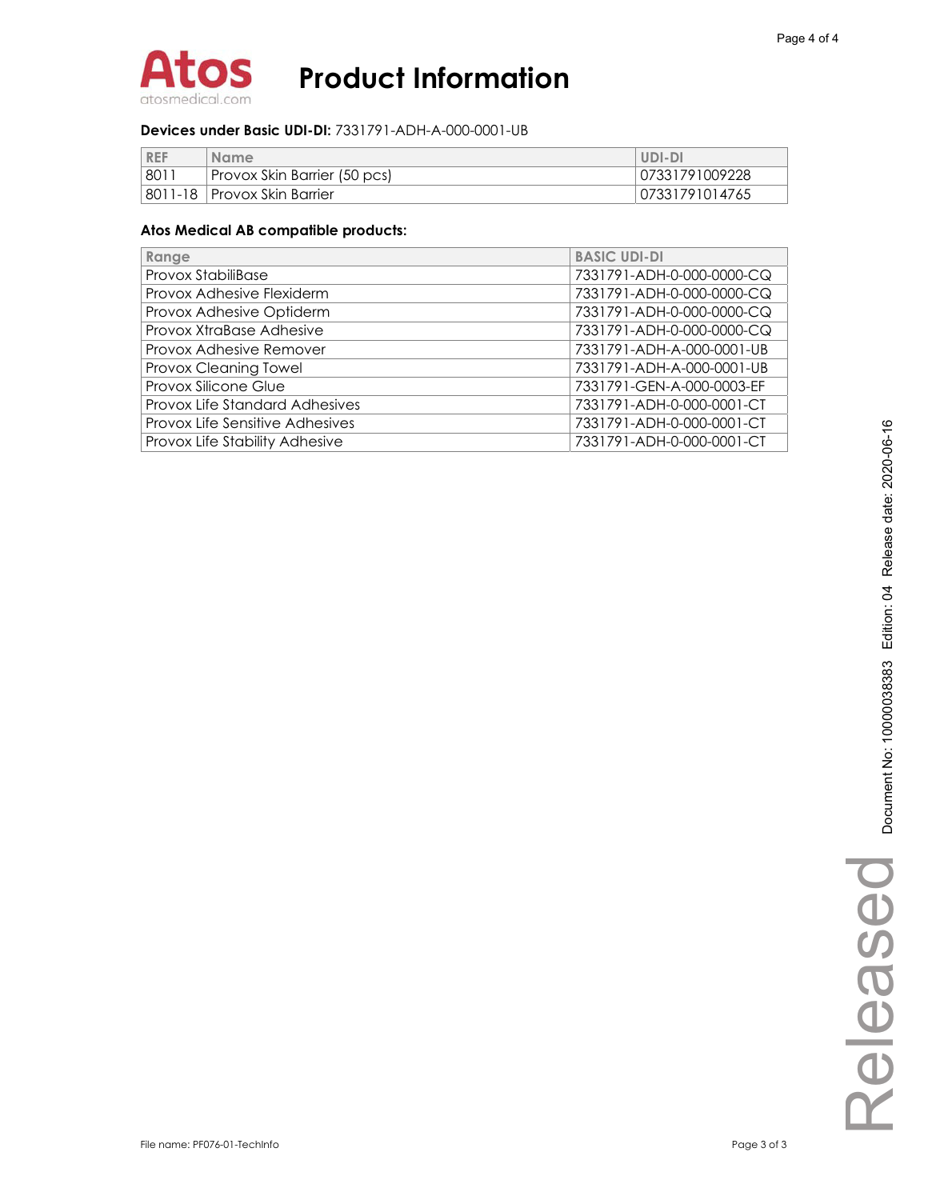# Product Information

**Devices under Basic UDI-DI:** 7331791-ADH-A-000-0001-UB

| REF | Name | UDI-DI |
|---|---|---|
| 8011 | Provox Skin Barrier (50 pcs) | 07331791009228 |
| 8011-18 | Provox Skin Barrier | 07331791014765 |

**Atos Medical AB compatible products:**

| Range | BASIC UDI-DI |
|---|---|
| Provox StabiliBase | 7331791-ADH-0-000-0000-CQ |
| Provox Adhesive Flexiderm | 7331791-ADH-0-000-0000-CQ |
| Provox Adhesive Optiderm | 7331791-ADH-0-000-0000-CQ |
| Provox XtraBase Adhesive | 7331791-ADH-0-000-0000-CQ |
| Provox Adhesive Remover | 7331791-ADH-A-000-0001-UB |
| Provox Cleaning Towel | 7331791-ADH-A-000-0001-UB |
| Provox Silicone Glue | 7331791-GEN-A-000-0003-EF |
| Provox Life Standard Adhesives | 7331791-ADH-0-000-0001-CT |
| Provox Life Sensitive Adhesives | 7331791-ADH-0-000-0001-CT |
| Provox Life Stability Adhesive | 7331791-ADH-0-000-0001-CT |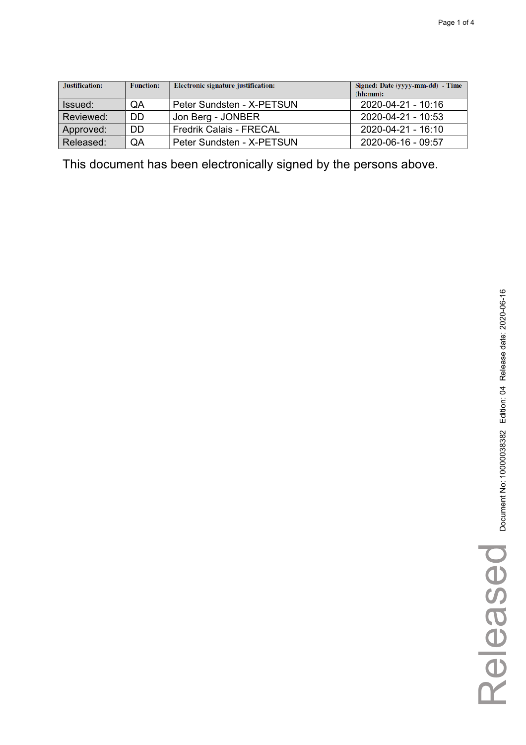| Justification: | Function: | Electronic signature justification: | Signed: Date (yyyy-mm-dd) - Time (hh:mm): |
|---|---|---|---|
| Issued: | QA | Peter Sundsten - X-PETSUN | 2020-04-21 - 10:16 |
| Reviewed: | DD | Jon Berg - JONBER | 2020-04-21 - 10:53 |
| Approved: | DD | Fredrik Calais - FRECAL | 2020-04-21 - 16:10 |
| Released: | QA | Peter Sundsten - X-PETSUN | 2020-06-16 - 09:57 |

This document has been electronically signed by the persons above.

Document No: 10000038382 Edition: 04 Release date: 2020-06-16

Released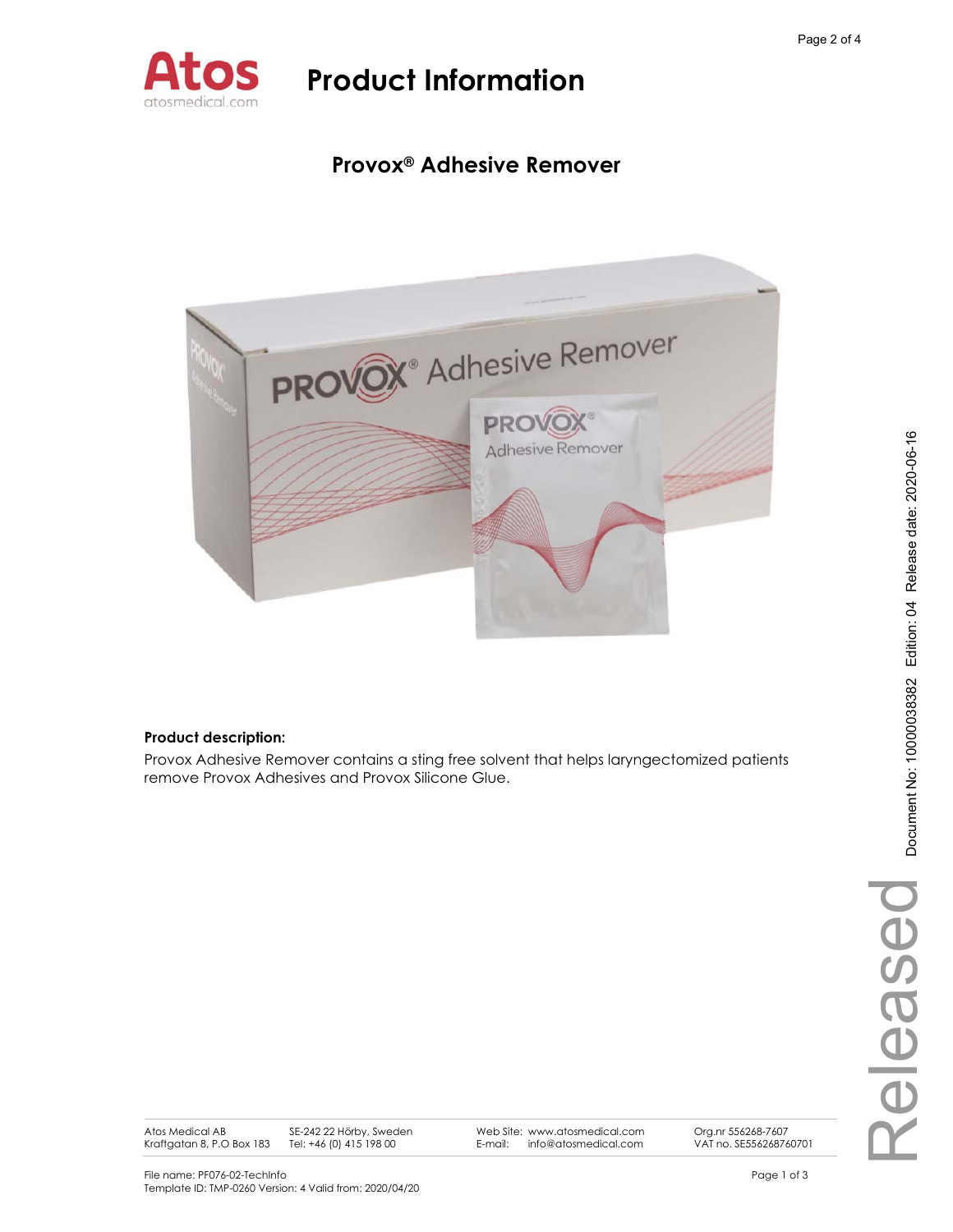# Product Information

## Provox® Adhesive Remover

**Product description:**

Provox Adhesive Remover contains a sting free solvent that helps laryngectomized patients remove Provox Adhesives and Provox Silicone Glue.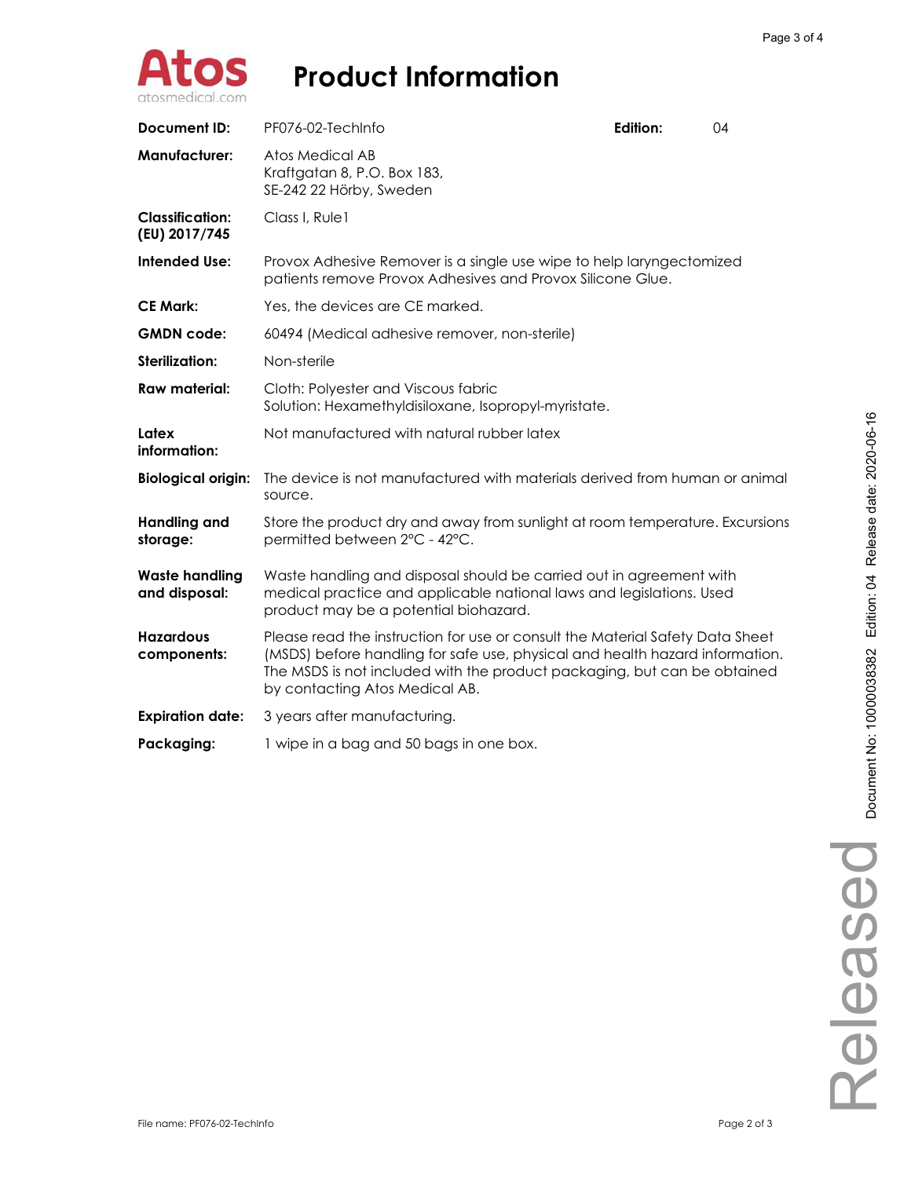# Product Information

| | | | |
|---|---|---|---|
| **Document ID:** | PF076-02-TechInfo | **Edition:** | 04 |
| **Manufacturer:** | Atos Medical AB<br>Kraftgatan 8, P.O. Box 183,<br>SE-242 22 Hörby, Sweden | | |
| **Classification: (EU) 2017/745** | Class I, Rule1 | | |
| **Intended Use:** | Provox Adhesive Remover is a single use wipe to help laryngectomized patients remove Provox Adhesives and Provox Silicone Glue. | | |
| **CE Mark:** | Yes, the devices are CE marked. | | |
| **GMDN code:** | 60494 (Medical adhesive remover, non-sterile) | | |
| **Sterilization:** | Non-sterile | | |
| **Raw material:** | Cloth: Polyester and Viscous fabric<br>Solution: Hexamethyldisiloxane, Isopropyl-myristate. | | |
| **Latex information:** | Not manufactured with natural rubber latex | | |
| **Biological origin:** | The device is not manufactured with materials derived from human or animal source. | | |
| **Handling and storage:** | Store the product dry and away from sunlight at room temperature. Excursions permitted between 2°C - 42°C. | | |
| **Waste handling and disposal:** | Waste handling and disposal should be carried out in agreement with medical practice and applicable national laws and legislations. Used product may be a potential biohazard. | | |
| **Hazardous components:** | Please read the instruction for use or consult the Material Safety Data Sheet (MSDS) before handling for safe use, physical and health hazard information. The MSDS is not included with the product packaging, but can be obtained by contacting Atos Medical AB. | | |
| **Expiration date:** | 3 years after manufacturing. | | |
| **Packaging:** | 1 wipe in a bag and 50 bags in one box. | | |

File name: PF076-02-TechInfo

Document No: 10000038382 Edition: 04 Release date: 2020-06-16

Released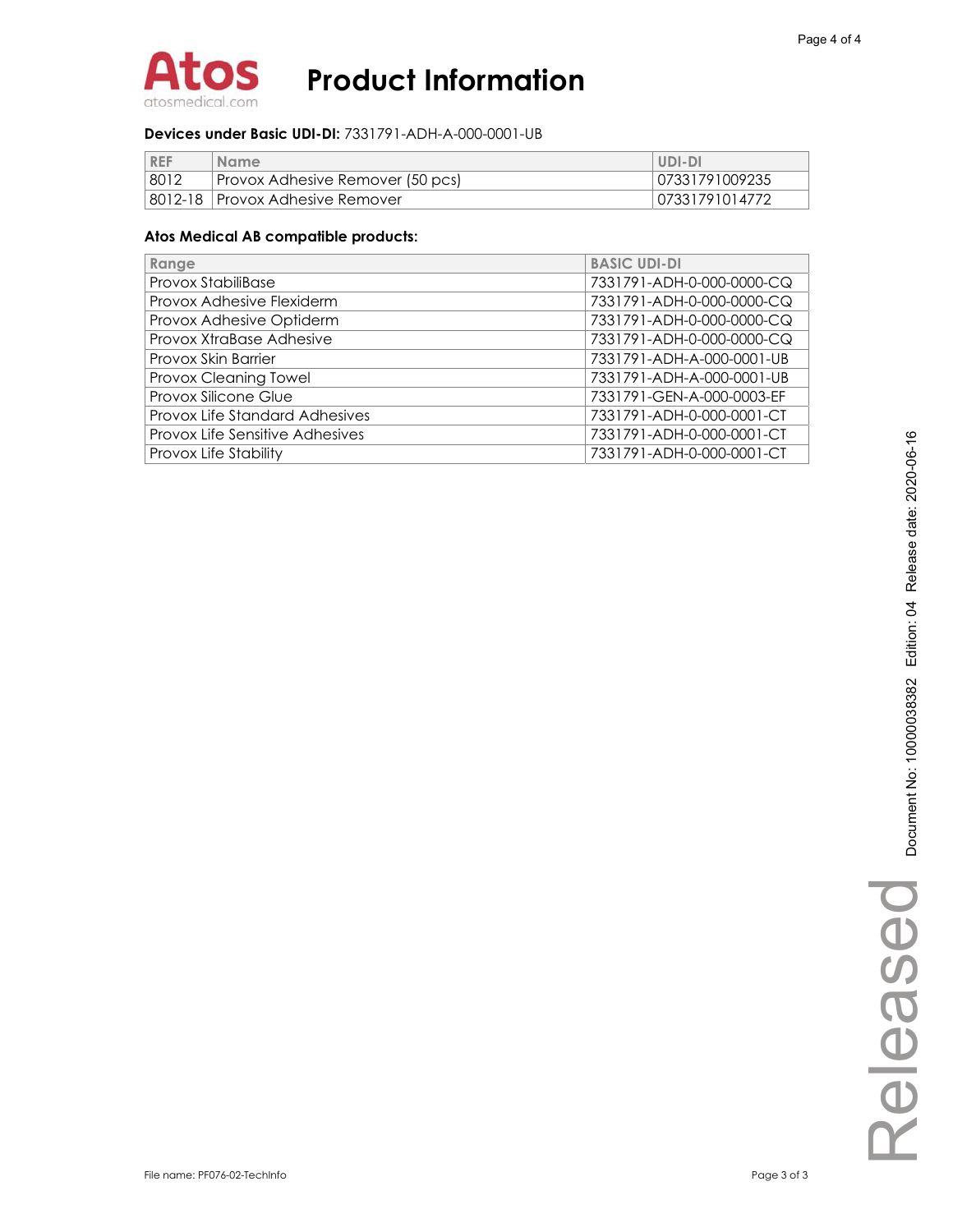**Devices under Basic UDI-DI:** 7331791-ADH-A-000-0001-UB

| REF | Name | UDI-DI |
|---|---|---|
| 8012 | Provox Adhesive Remover (50 pcs) | 07331791009235 |
| 8012-18 | Provox Adhesive Remover | 07331791014772 |

**Atos Medical AB compatible products:**

| Range | BASIC UDI-DI |
|---|---|
| Provox StabiliBase | 7331791-ADH-0-000-0000-CQ |
| Provox Adhesive Flexiderm | 7331791-ADH-0-000-0000-CQ |
| Provox Adhesive Optiderm | 7331791-ADH-0-000-0000-CQ |
| Provox XtraBase Adhesive | 7331791-ADH-0-000-0000-CQ |
| Provox Skin Barrier | 7331791-ADH-A-000-0001-UB |
| Provox Cleaning Towel | 7331791-ADH-A-000-0001-UB |
| Provox Silicone Glue | 7331791-GEN-A-000-0003-EF |
| Provox Life Standard Adhesives | 7331791-ADH-0-000-0001-CT |
| Provox Life Sensitive Adhesives | 7331791-ADH-0-000-0001-CT |
| Provox Life Stability | 7331791-ADH-0-000-0001-CT |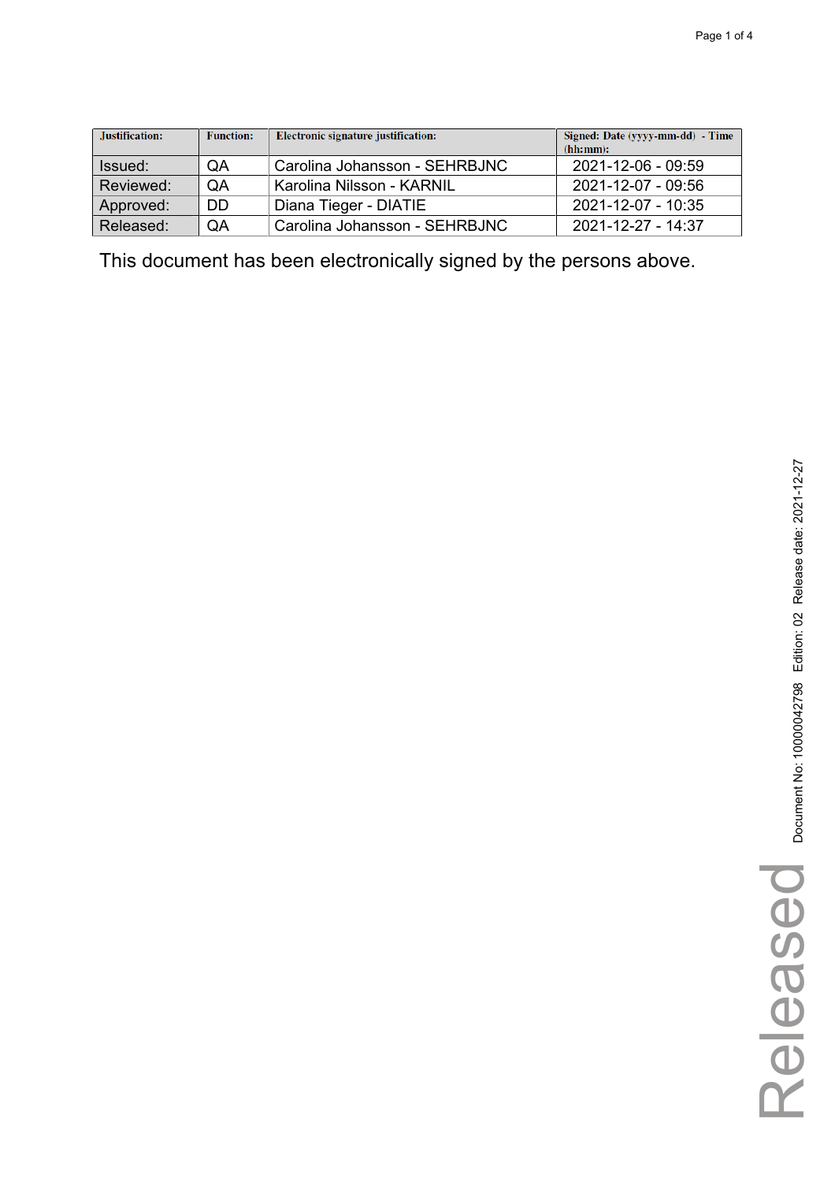| Justification: | Function: | Electronic signature justification: | Signed: Date (yyyy-mm-dd) - Time (hh:mm): |
|---|---|---|---|
| Issued: | QA | Carolina Johansson - SEHRBJNC | 2021-12-06 - 09:59 |
| Reviewed: | QA | Karolina Nilsson - KARNIL | 2021-12-07 - 09:56 |
| Approved: | DD | Diana Tieger - DIATIE | 2021-12-07 - 10:35 |
| Released: | QA | Carolina Johansson - SEHRBJNC | 2021-12-27 - 14:37 |

This document has been electronically signed by the persons above.

Document No: 10000042798 Edition: 02 Release date: 2021-12-27

Released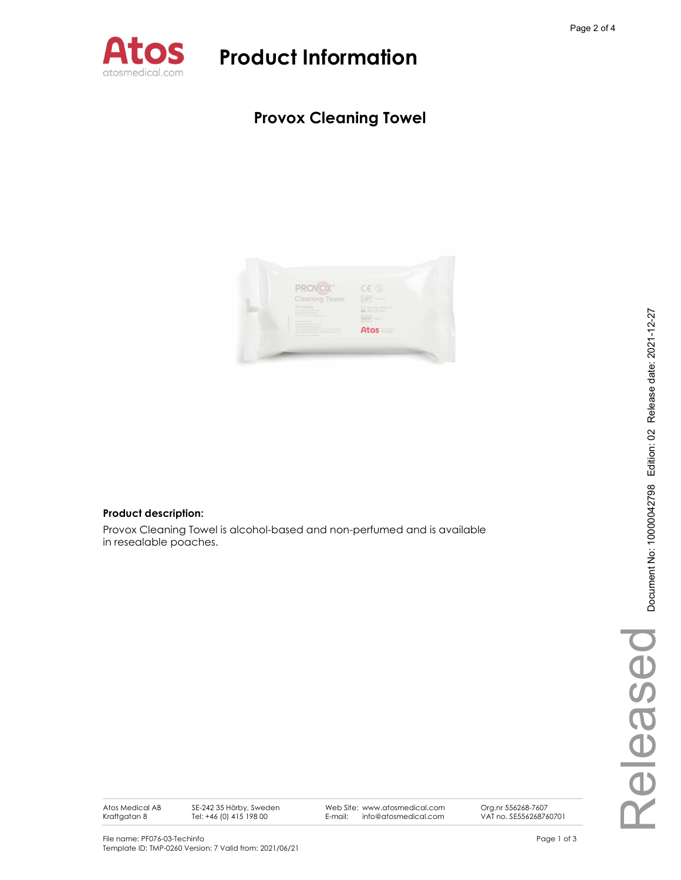# Product Information

## Provox Cleaning Towel

**Product description:**

Provox Cleaning Towel is alcohol-based and non-perfumed and is available in resealable poaches.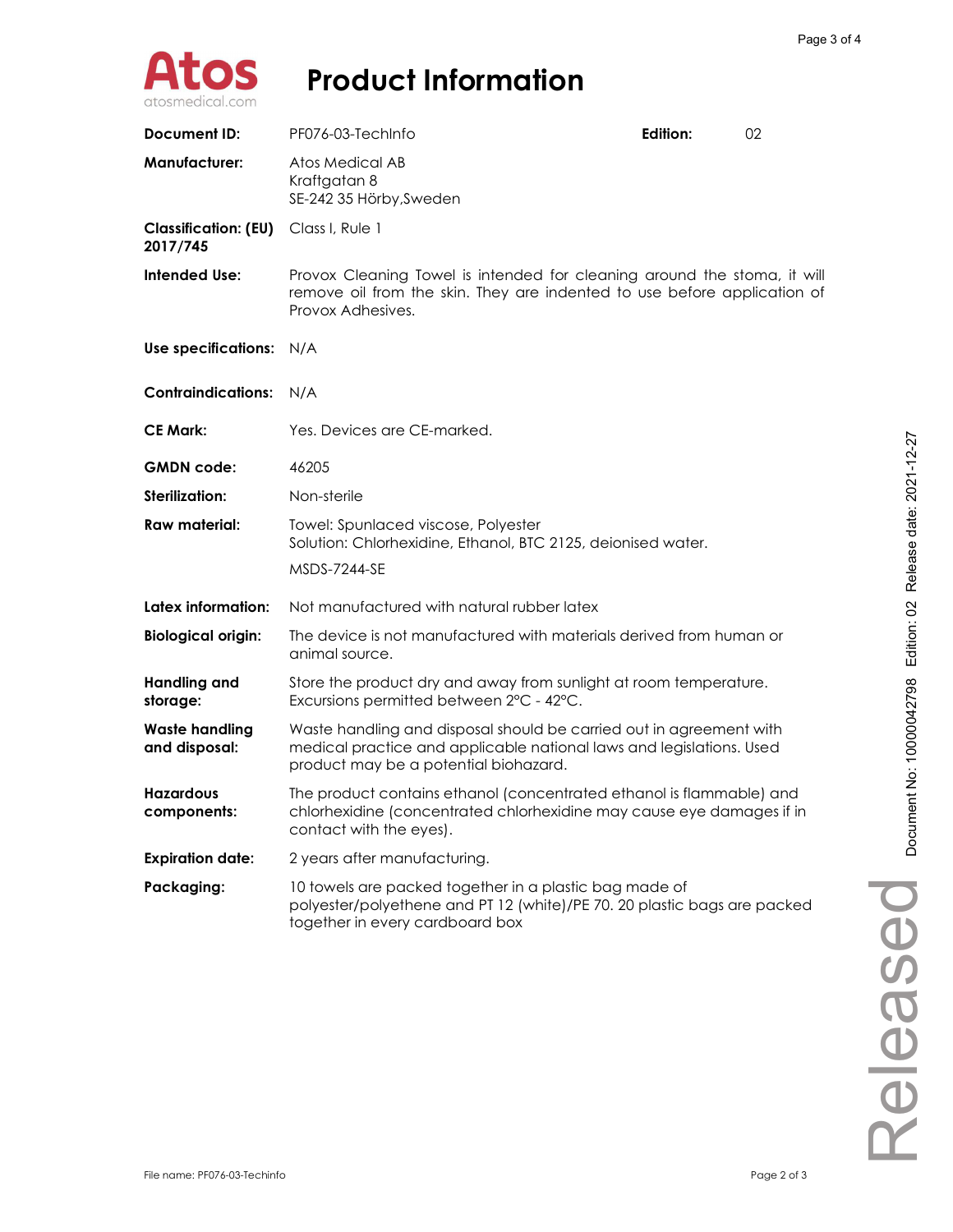# Product Information

| | | | |
|---|---|---|---|
| **Document ID:** | PF076-03-TechInfo | **Edition:** | 02 |
| **Manufacturer:** | Atos Medical AB<br>Kraftgatan 8<br>SE-242 35 Hörby,Sweden | | |
| **Classification: (EU) 2017/745** | Class I, Rule 1 | | |
| **Intended Use:** | Provox Cleaning Towel is intended for cleaning around the stoma, it will remove oil from the skin. They are indented to use before application of Provox Adhesives. | | |
| **Use specifications:** | N/A | | |
| **Contraindications:** | N/A | | |
| **CE Mark:** | Yes. Devices are CE-marked. | | |
| **GMDN code:** | 46205 | | |
| **Sterilization:** | Non-sterile | | |
| **Raw material:** | Towel: Spunlaced viscose, Polyester<br>Solution: Chlorhexidine, Ethanol, BTC 2125, deionised water.<br>MSDS-7244-SE | | |
| **Latex information:** | Not manufactured with natural rubber latex | | |
| **Biological origin:** | The device is not manufactured with materials derived from human or animal source. | | |
| **Handling and storage:** | Store the product dry and away from sunlight at room temperature. Excursions permitted between 2°C - 42°C. | | |
| **Waste handling and disposal:** | Waste handling and disposal should be carried out in agreement with medical practice and applicable national laws and legislations. Used product may be a potential biohazard. | | |
| **Hazardous components:** | The product contains ethanol (concentrated ethanol is flammable) and chlorhexidine (concentrated chlorhexidine may cause eye damages if in contact with the eyes). | | |
| **Expiration date:** | 2 years after manufacturing. | | |
| **Packaging:** | 10 towels are packed together in a plastic bag made of polyester/polyethene and PT 12 (white)/PE 70. 20 plastic bags are packed together in every cardboard box | | |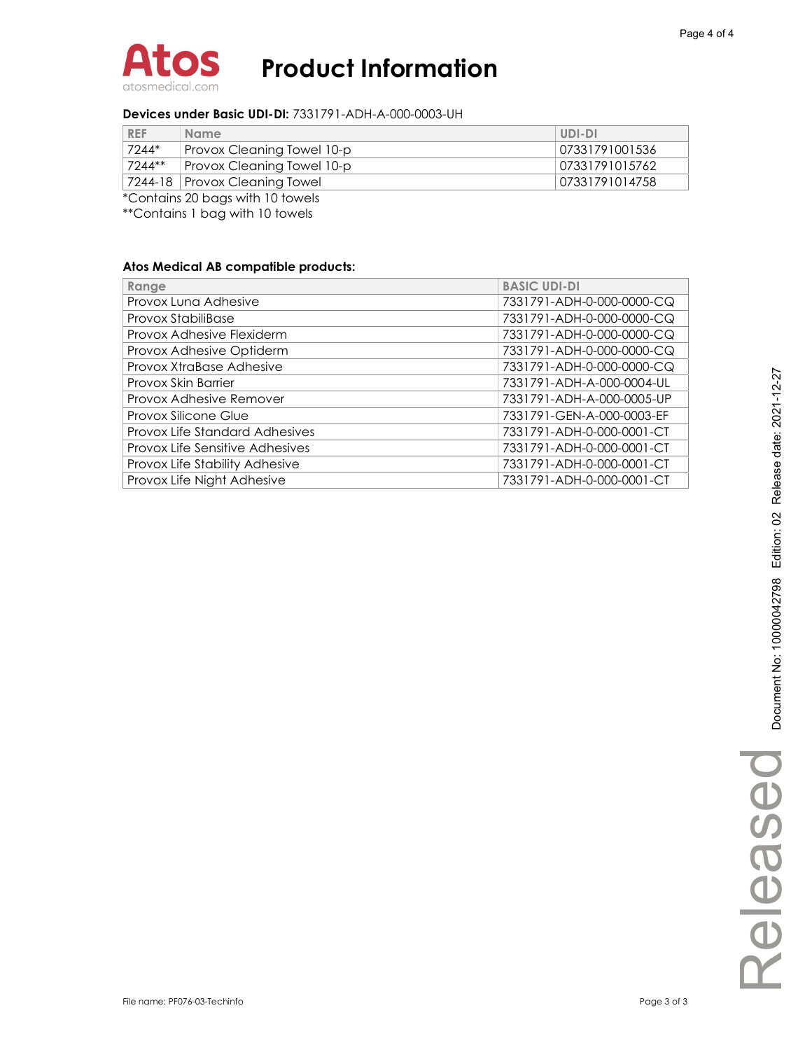# Product Information

**Devices under Basic UDI-DI:** 7331791-ADH-A-000-0003-UH

| REF | Name | UDI-DI |
|---|---|---|
| 7244* | Provox Cleaning Towel 10-p | 07331791001536 |
| 7244** | Provox Cleaning Towel 10-p | 07331791015762 |
| 7244-18 | Provox Cleaning Towel | 07331791014758 |

*Contains 20 bags with 10 towels

**Contains 1 bag with 10 towels

**Atos Medical AB compatible products:**

| Range | BASIC UDI-DI |
|---|---|
| Provox Luna Adhesive | 7331791-ADH-0-000-0000-CQ |
| Provox StabiliBase | 7331791-ADH-0-000-0000-CQ |
| Provox Adhesive Flexiderm | 7331791-ADH-0-000-0000-CQ |
| Provox Adhesive Optiderm | 7331791-ADH-0-000-0000-CQ |
| Provox XtraBase Adhesive | 7331791-ADH-0-000-0000-CQ |
| Provox Skin Barrier | 7331791-ADH-A-000-0004-UL |
| Provox Adhesive Remover | 7331791-ADH-A-000-0005-UP |
| Provox Silicone Glue | 7331791-GEN-A-000-0003-EF |
| Provox Life Standard Adhesives | 7331791-ADH-0-000-0001-CT |
| Provox Life Sensitive Adhesives | 7331791-ADH-0-000-0001-CT |
| Provox Life Stability Adhesive | 7331791-ADH-0-000-0001-CT |
| Provox Life Night Adhesive | 7331791-ADH-0-000-0001-CT |

File name: PF076-03-Techinfo

Released Document No: 10000042798 Edition: 02 Release date: 2021-12-27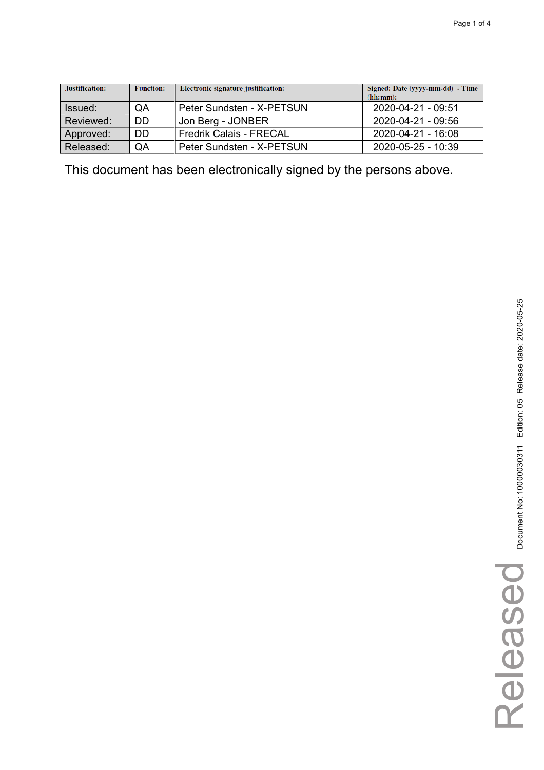| Justification: | Function: | Electronic signature justification: | Signed: Date (yyyy-mm-dd) - Time (hh:mm): |
|---|---|---|---|
| Issued: | QA | Peter Sundsten - X-PETSUN | 2020-04-21 - 09:51 |
| Reviewed: | DD | Jon Berg - JONBER | 2020-04-21 - 09:56 |
| Approved: | DD | Fredrik Calais - FRECAL | 2020-04-21 - 16:08 |
| Released: | QA | Peter Sundsten - X-PETSUN | 2020-05-25 - 10:39 |

This document has been electronically signed by the persons above.

Released

Document No: 10000030311 Edition: 05 Release date: 2020-05-25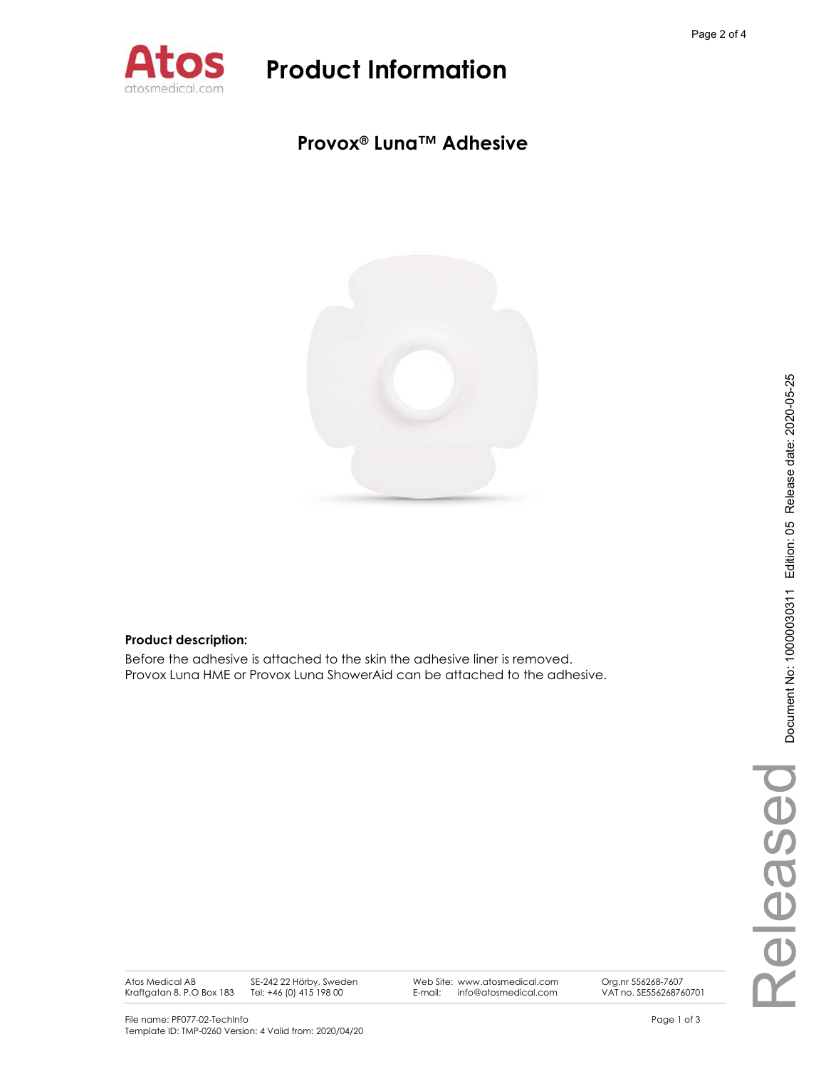# Product Information

## Provox® Luna™ Adhesive

**Product description:**

Before the adhesive is attached to the skin the adhesive liner is removed.
Provox Luna HME or Provox Luna ShowerAid can be attached to the adhesive.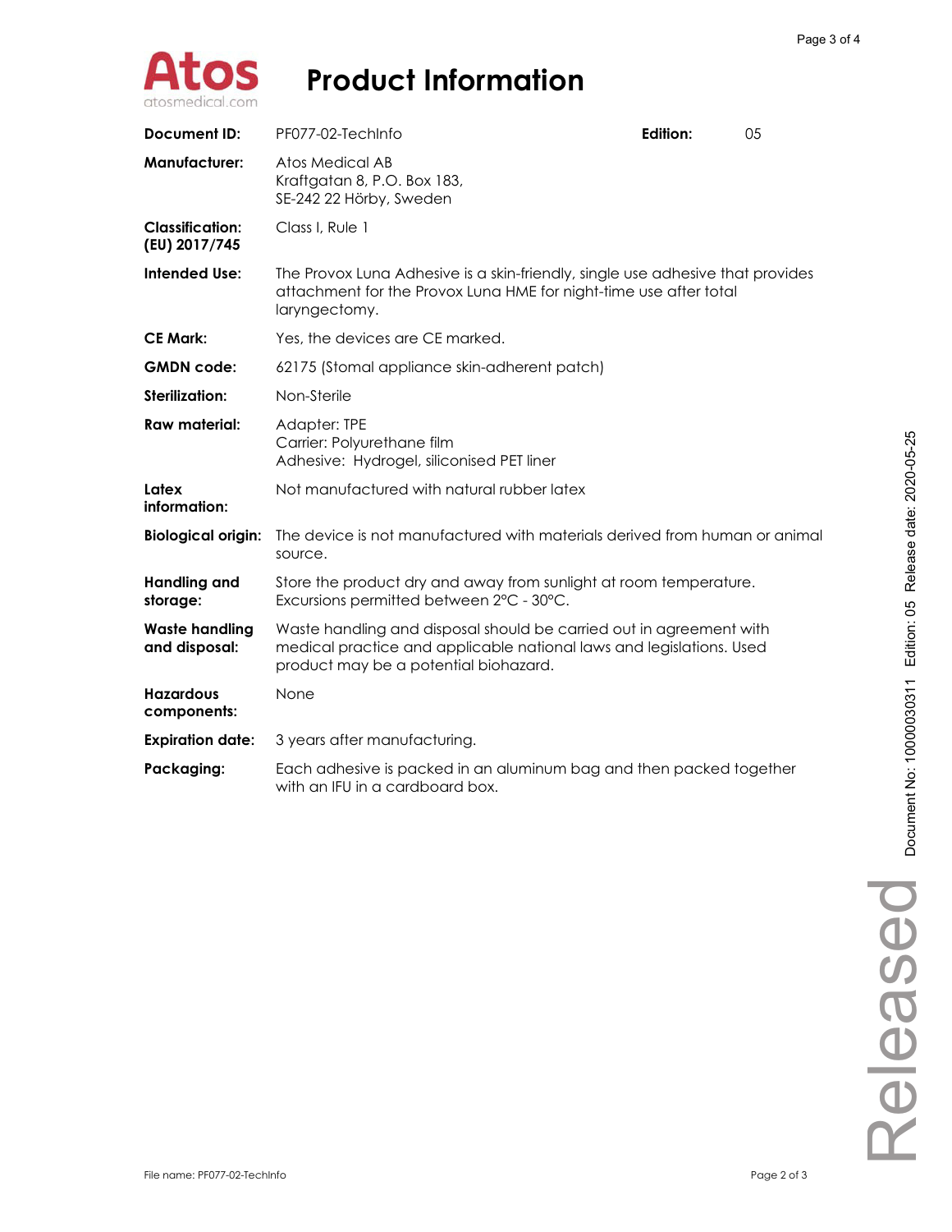# Product Information

| | | | |
|---|---|---|---|
| **Document ID:** | PF077-02-TechInfo | **Edition:** | 05 |
| **Manufacturer:** | Atos Medical AB<br>Kraftgatan 8, P.O. Box 183,<br>SE-242 22 Hörby, Sweden | | |
| **Classification: (EU) 2017/745** | Class I, Rule 1 | | |
| **Intended Use:** | The Provox Luna Adhesive is a skin-friendly, single use adhesive that provides attachment for the Provox Luna HME for night-time use after total laryngectomy. | | |
| **CE Mark:** | Yes, the devices are CE marked. | | |
| **GMDN code:** | 62175 (Stomal appliance skin-adherent patch) | | |
| **Sterilization:** | Non-Sterile | | |
| **Raw material:** | Adapter: TPE<br>Carrier: Polyurethane film<br>Adhesive: Hydrogel, siliconised PET liner | | |
| **Latex information:** | Not manufactured with natural rubber latex | | |
| **Biological origin:** | The device is not manufactured with materials derived from human or animal source. | | |
| **Handling and storage:** | Store the product dry and away from sunlight at room temperature. Excursions permitted between 2°C - 30°C. | | |
| **Waste handling and disposal:** | Waste handling and disposal should be carried out in agreement with medical practice and applicable national laws and legislations. Used product may be a potential biohazard. | | |
| **Hazardous components:** | None | | |
| **Expiration date:** | 3 years after manufacturing. | | |
| **Packaging:** | Each adhesive is packed in an aluminum bag and then packed together with an IFU in a cardboard box. | | |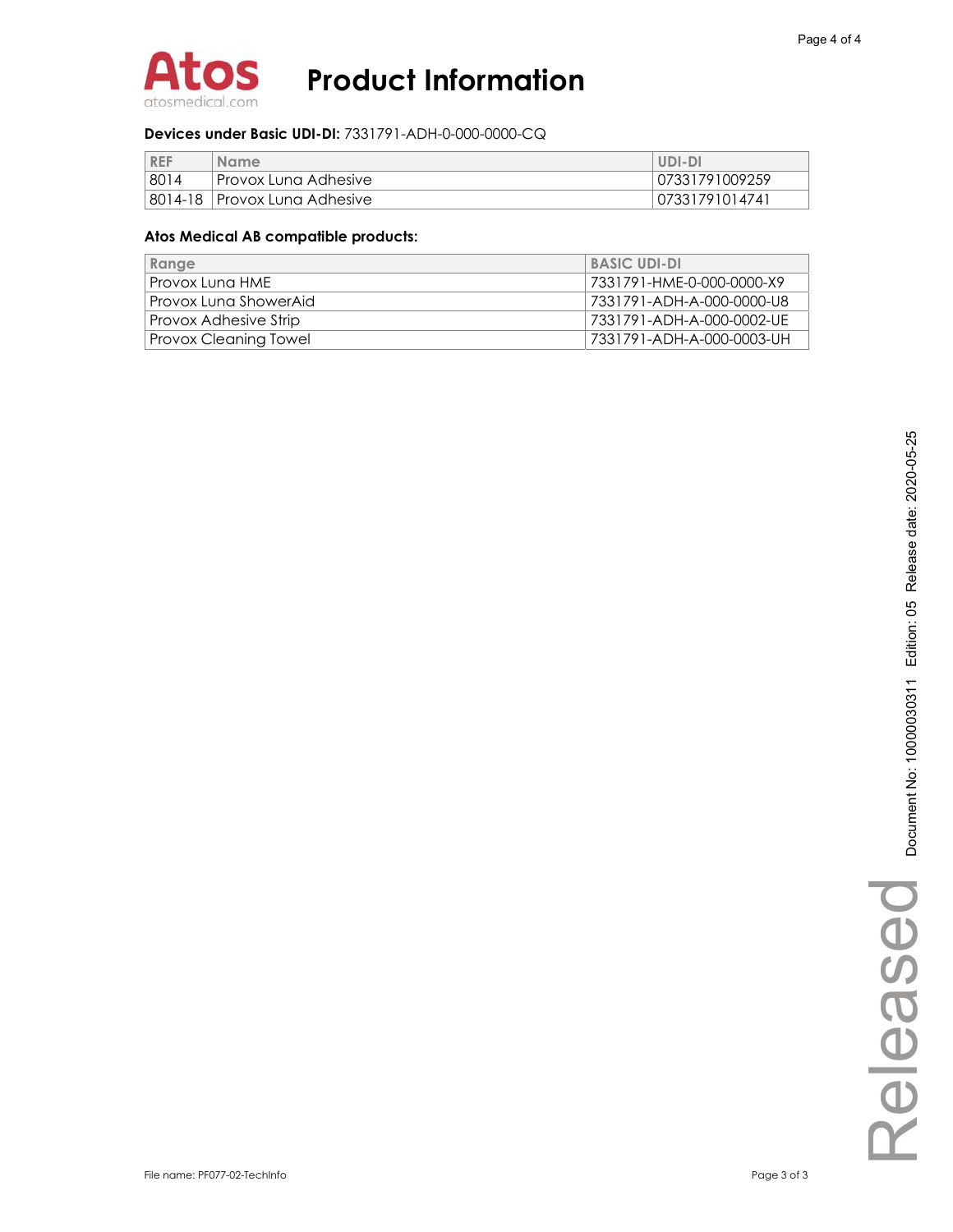**Devices under Basic UDI-DI:** 7331791-ADH-0-000-0000-CQ

| REF | Name | UDI-DI |
|---|---|---|
| 8014 | Provox Luna Adhesive | 07331791009259 |
| 8014-18 | Provox Luna Adhesive | 07331791014741 |

**Atos Medical AB compatible products:**

| Range | BASIC UDI-DI |
|---|---|
| Provox Luna HME | 7331791-HME-0-000-0000-X9 |
| Provox Luna ShowerAid | 7331791-ADH-A-000-0000-U8 |
| Provox Adhesive Strip | 7331791-ADH-A-000-0002-UE |
| Provox Cleaning Towel | 7331791-ADH-A-000-0003-UH |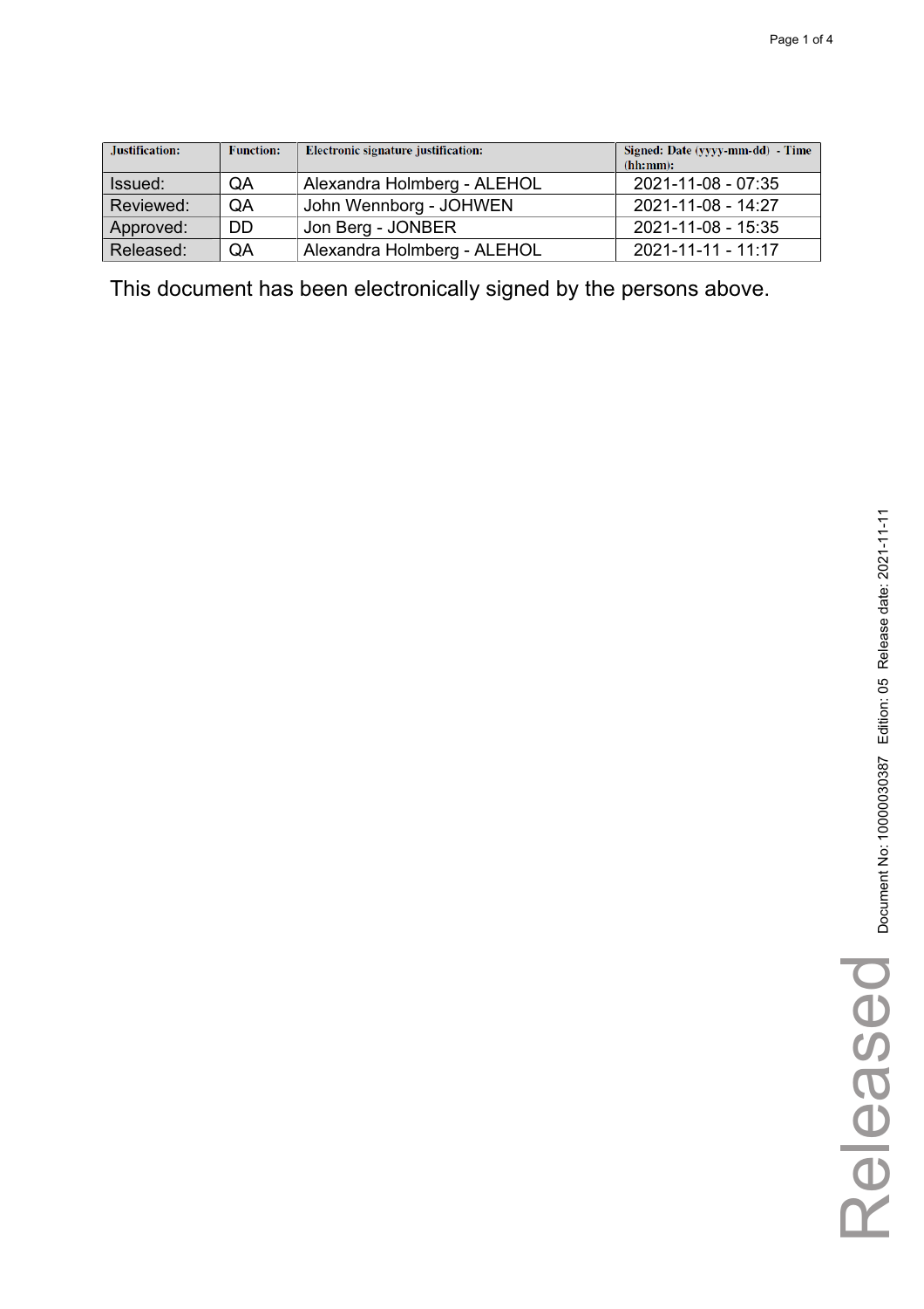| Justification: | Function: | Electronic signature justification: | Signed: Date (yyyy-mm-dd) - Time (hh:mm): |
|---|---|---|---|
| Issued: | QA | Alexandra Holmberg - ALEHOL | 2021-11-08 - 07:35 |
| Reviewed: | QA | John Wennborg - JOHWEN | 2021-11-08 - 14:27 |
| Approved: | DD | Jon Berg - JONBER | 2021-11-08 - 15:35 |
| Released: | QA | Alexandra Holmberg - ALEHOL | 2021-11-11 - 11:17 |

This document has been electronically signed by the persons above.

Document No: 10000030387 Edition: 05 Release date: 2021-11-11

Released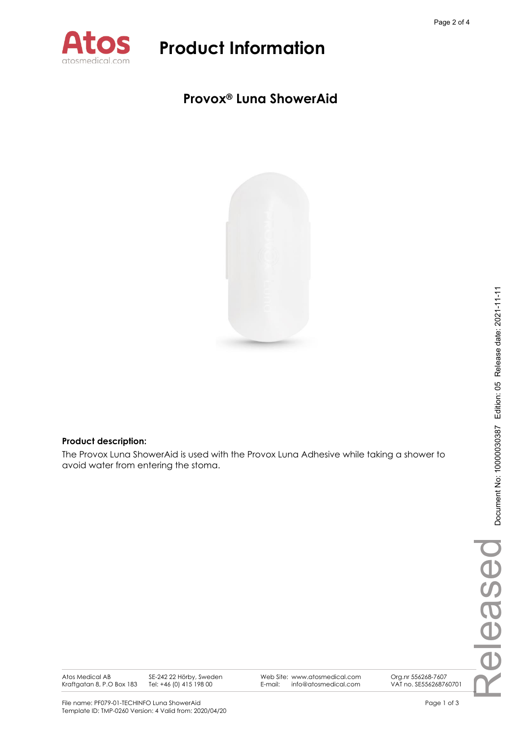# Product Information

## Provox® Luna ShowerAid

**Product description:**

The Provox Luna ShowerAid is used with the Provox Luna Adhesive while taking a shower to avoid water from entering the stoma.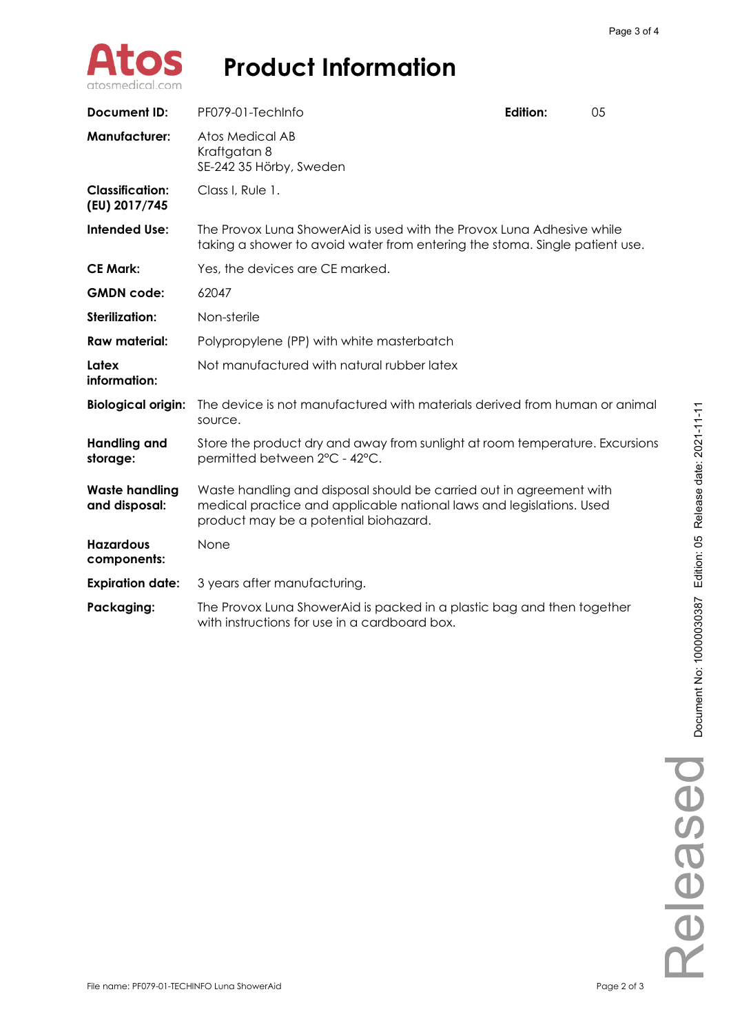# Product Information

| | | | |
|---|---|---|---|
| **Document ID:** | PF079-01-TechInfo | **Edition:** | 05 |
| **Manufacturer:** | Atos Medical AB<br>Kraftgatan 8<br>SE-242 35 Hörby, Sweden | | |
| **Classification: (EU) 2017/745** | Class I, Rule 1. | | |
| **Intended Use:** | The Provox Luna ShowerAid is used with the Provox Luna Adhesive while taking a shower to avoid water from entering the stoma. Single patient use. | | |
| **CE Mark:** | Yes, the devices are CE marked. | | |
| **GMDN code:** | 62047 | | |
| **Sterilization:** | Non-sterile | | |
| **Raw material:** | Polypropylene (PP) with white masterbatch | | |
| **Latex information:** | Not manufactured with natural rubber latex | | |
| **Biological origin:** | The device is not manufactured with materials derived from human or animal source. | | |
| **Handling and storage:** | Store the product dry and away from sunlight at room temperature. Excursions permitted between 2°C - 42°C. | | |
| **Waste handling and disposal:** | Waste handling and disposal should be carried out in agreement with medical practice and applicable national laws and legislations. Used product may be a potential biohazard. | | |
| **Hazardous components:** | None | | |
| **Expiration date:** | 3 years after manufacturing. | | |
| **Packaging:** | The Provox Luna ShowerAid is packed in a plastic bag and then together with instructions for use in a cardboard box. | | |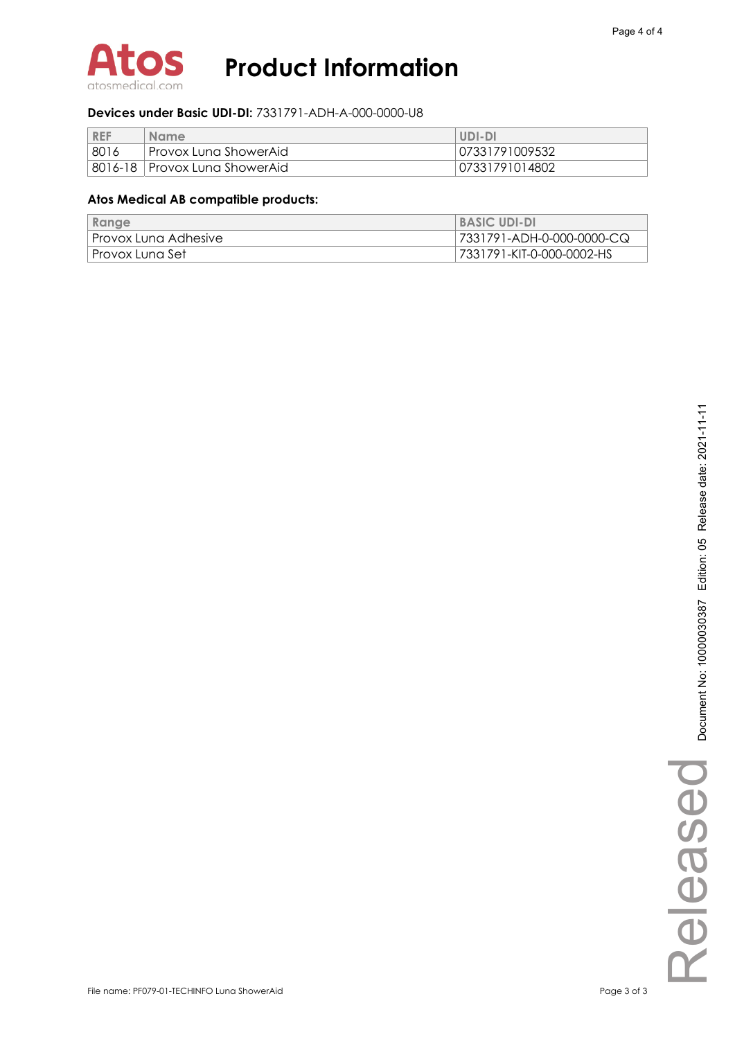# Product Information

**Devices under Basic UDI-DI:** 7331791-ADH-A-000-0000-U8

| REF | Name | UDI-DI |
|---|---|---|
| 8016 | Provox Luna ShowerAid | 07331791009532 |
| 8016-18 | Provox Luna ShowerAid | 07331791014802 |

**Atos Medical AB compatible products:**

| Range | BASIC UDI-DI |
|---|---|
| Provox Luna Adhesive | 7331791-ADH-0-000-0000-CQ |
| Provox Luna Set | 7331791-KIT-0-000-0002-HS |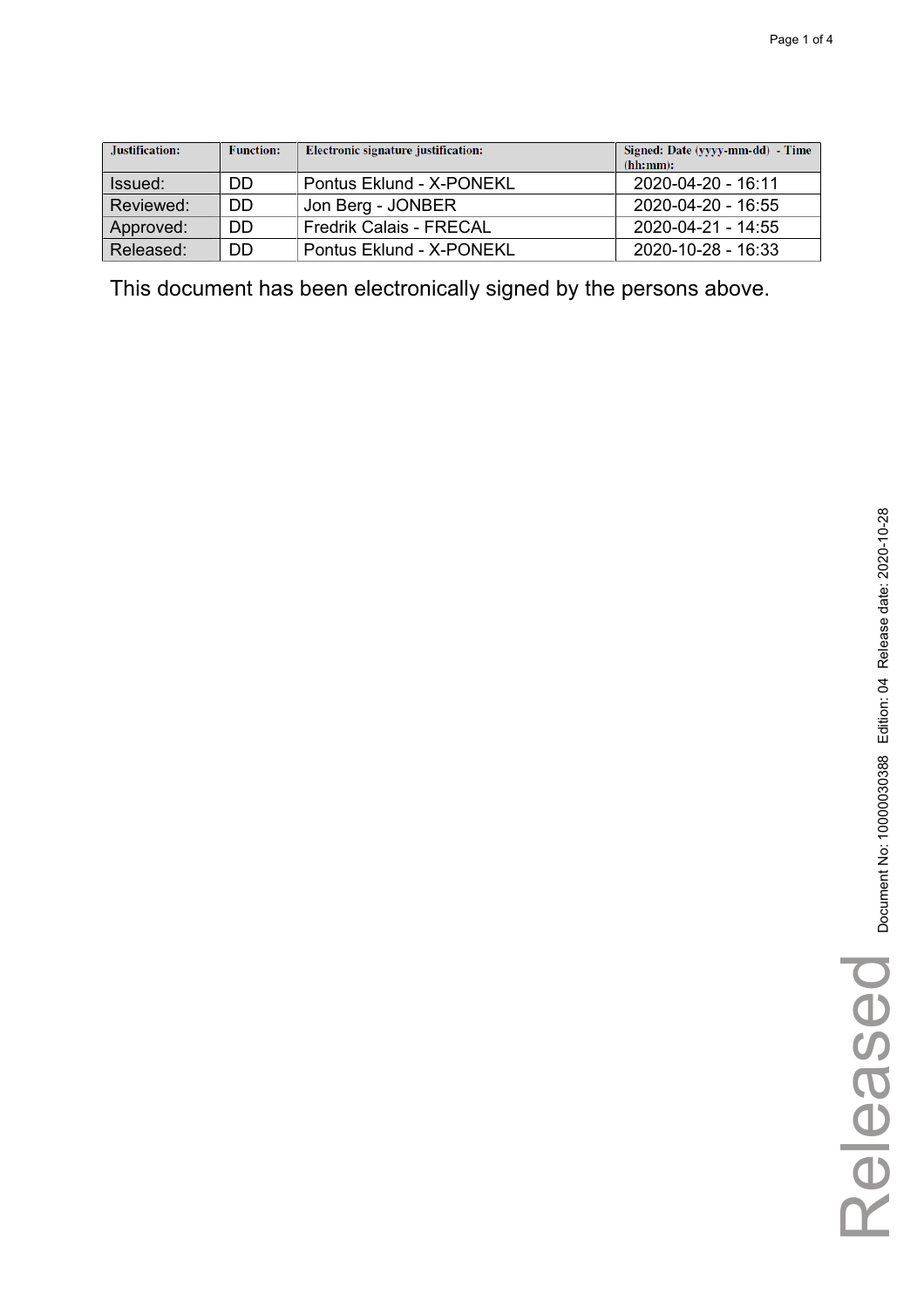| Justification: | Function: | Electronic signature justification: | Signed: Date (yyyy-mm-dd) - Time (hh:mm): |
| --- | --- | --- | --- |
| Issued: | DD | Pontus Eklund - X-PONEKL | 2020-04-20 - 16:11 |
| Reviewed: | DD | Jon Berg - JONBER | 2020-04-20 - 16:55 |
| Approved: | DD | Fredrik Calais - FRECAL | 2020-04-21 - 14:55 |
| Released: | DD | Pontus Eklund - X-PONEKL | 2020-10-28 - 16:33 |

This document has been electronically signed by the persons above.

Document No: 100000030388 Edition: 04 Release date: 2020-10-28

Released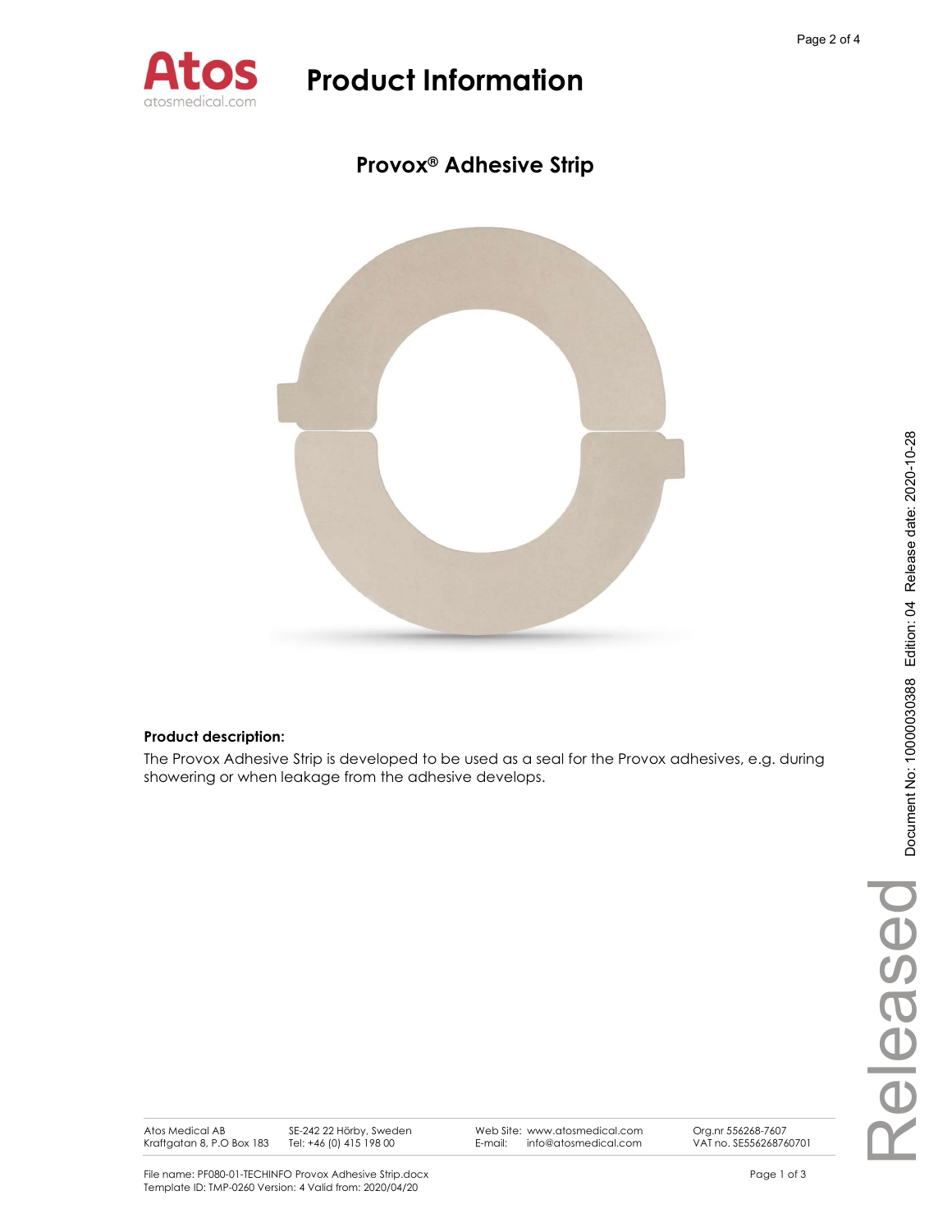# Product Information

## Provox® Adhesive Strip

**Product description:**

The Provox Adhesive Strip is developed to be used as a seal for the Provox adhesives, e.g. during showering or when leakage from the adhesive develops.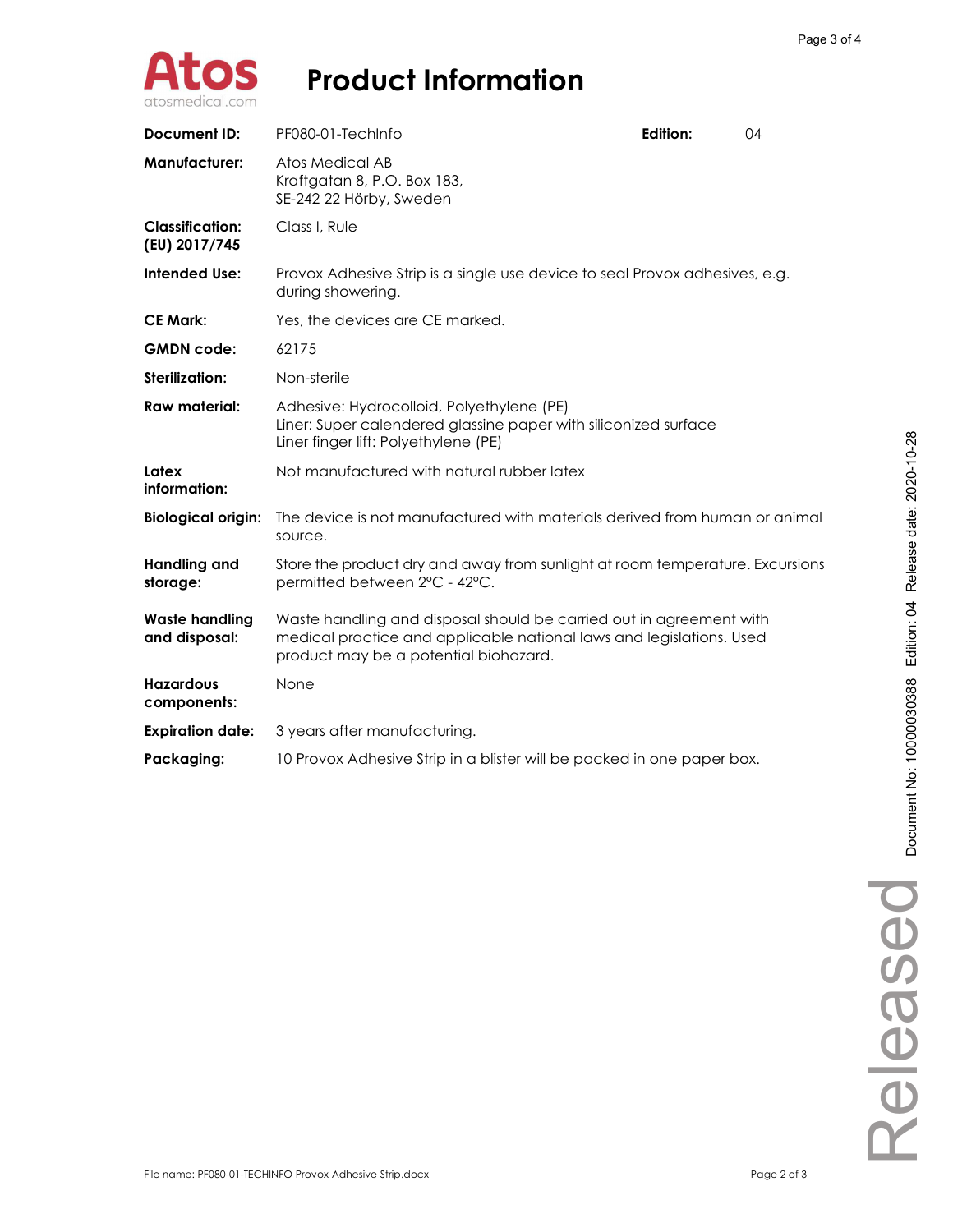# Product Information

| | | | |
|---|---|---|---|
| **Document ID:** | PF080-01-TechInfo | **Edition:** | 04 |
| **Manufacturer:** | Atos Medical AB<br>Kraftgatan 8, P.O. Box 183,<br>SE-242 22 Hörby, Sweden | | |
| **Classification: (EU) 2017/745** | Class I, Rule | | |
| **Intended Use:** | Provox Adhesive Strip is a single use device to seal Provox adhesives, e.g. during showering. | | |
| **CE Mark:** | Yes, the devices are CE marked. | | |
| **GMDN code:** | 62175 | | |
| **Sterilization:** | Non-sterile | | |
| **Raw material:** | Adhesive: Hydrocolloid, Polyethylene (PE)<br>Liner: Super calendered glassine paper with siliconized surface<br>Liner finger lift: Polyethylene (PE) | | |
| **Latex information:** | Not manufactured with natural rubber latex | | |
| **Biological origin:** | The device is not manufactured with materials derived from human or animal source. | | |
| **Handling and storage:** | Store the product dry and away from sunlight at room temperature. Excursions permitted between 2°C - 42°C. | | |
| **Waste handling and disposal:** | Waste handling and disposal should be carried out in agreement with medical practice and applicable national laws and legislations. Used product may be a potential biohazard. | | |
| **Hazardous components:** | None | | |
| **Expiration date:** | 3 years after manufacturing. | | |
| **Packaging:** | 10 Provox Adhesive Strip in a blister will be packed in one paper box. | | |

File name: PF080-01-TECHINFO Provox Adhesive Strip.docx

Document No: 10000030388 Edition: 04 Release date: 2020-10-28

Released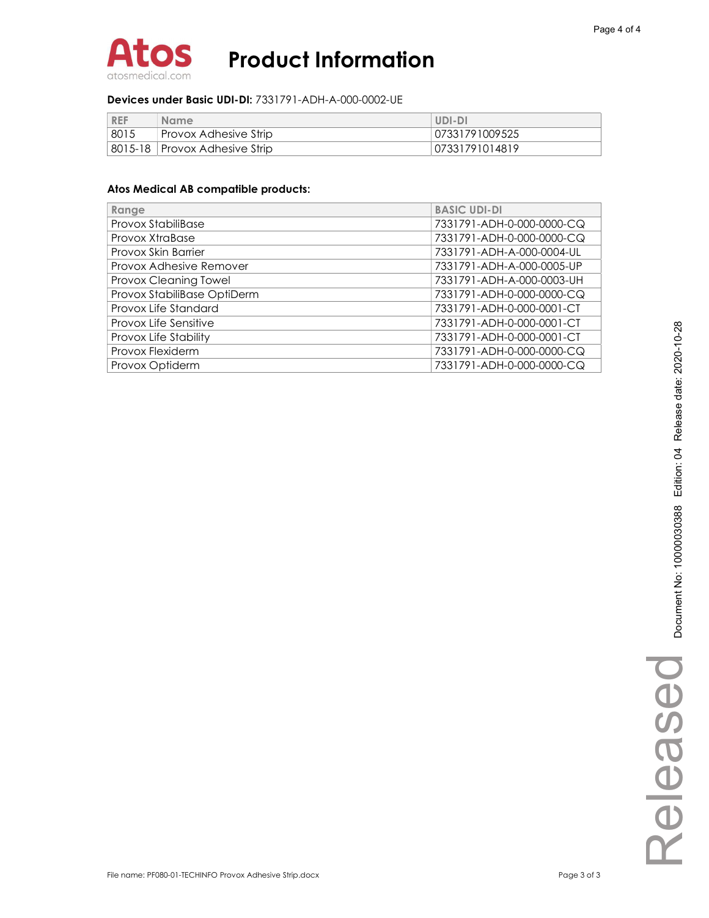# Product Information

**Devices under Basic UDI-DI:** 7331791-ADH-A-000-0002-UE

| REF | Name | UDI-DI |
|---|---|---|
| 8015 | Provox Adhesive Strip | 07331791009525 |
| 8015-18 | Provox Adhesive Strip | 07331791014819 |

**Atos Medical AB compatible products:**

| Range | BASIC UDI-DI |
|---|---|
| Provox StabiliBase | 7331791-ADH-0-000-0000-CQ |
| Provox XtraBase | 7331791-ADH-0-000-0000-CQ |
| Provox Skin Barrier | 7331791-ADH-A-000-0004-UL |
| Provox Adhesive Remover | 7331791-ADH-A-000-0005-UP |
| Provox Cleaning Towel | 7331791-ADH-A-000-0003-UH |
| Provox StabiliBase OptiDerm | 7331791-ADH-0-000-0000-CQ |
| Provox Life Standard | 7331791-ADH-0-000-0001-CT |
| Provox Life Sensitive | 7331791-ADH-0-000-0001-CT |
| Provox Life Stability | 7331791-ADH-0-000-0001-CT |
| Provox Flexiderm | 7331791-ADH-0-000-0000-CQ |
| Provox Optiderm | 7331791-ADH-0-000-0000-CQ |

Document No: 10000030388 Edition: 04 Release date: 2020-10-28

Released

File name: PF080-01-TECHINFO Provox Adhesive Strip.docx